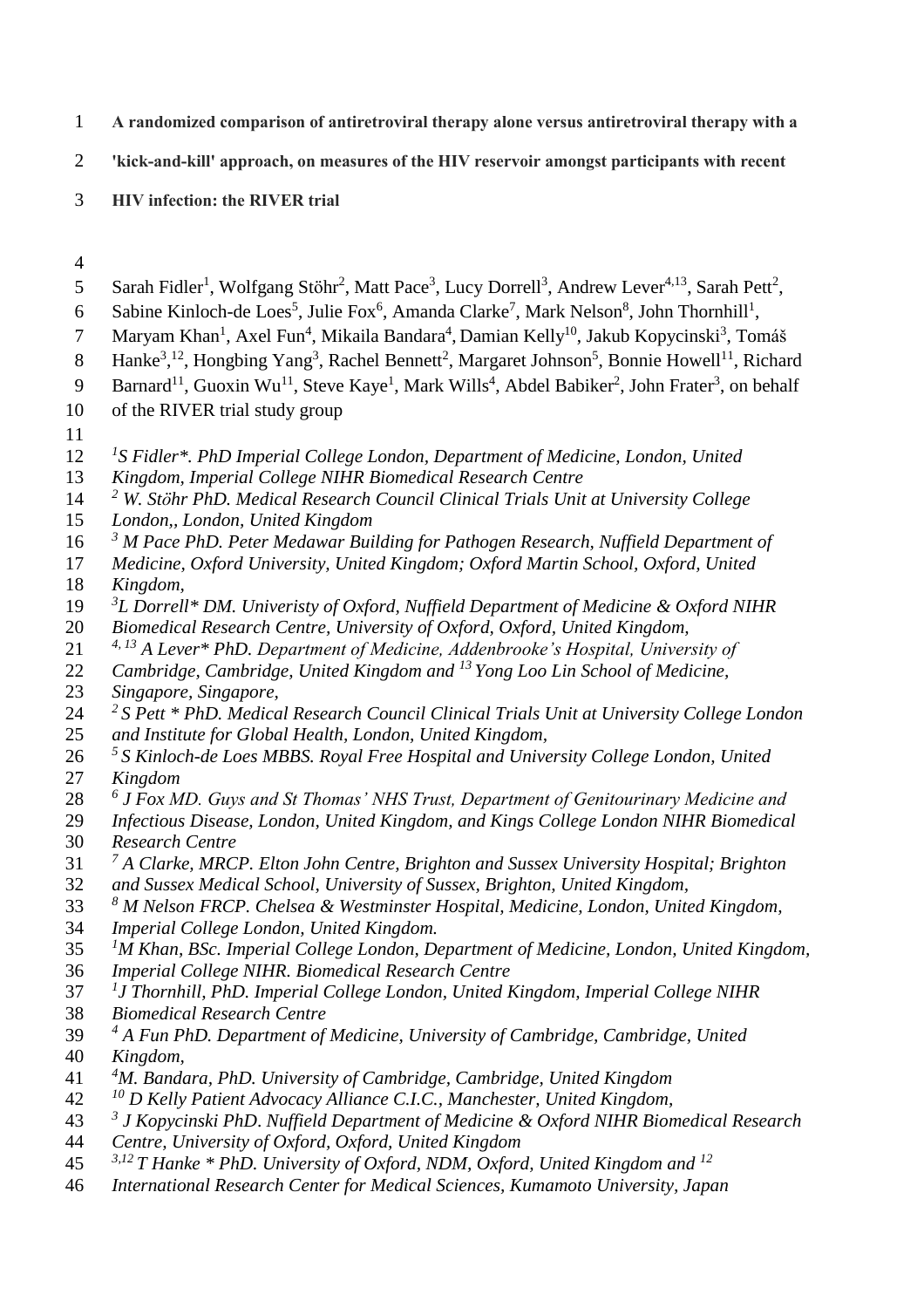**A randomized comparison of antiretroviral therapy alone versus antiretroviral therapy with a 'kick-and-kill' approach, on measures of the HIV reservoir amongst participants with recent HIV infection: the RIVER trial**

Sarah Fidler[1], Wolfgang Stöhr[2], Matt Pace[3], Lucy Dorrell[3], Andrew Lever[4,13], Sarah Pett[2], Sabine Kinloch-de Loes[5], Julie Fox[6], Amanda Clarke[7], Mark Nelson[8], John Thornhill[1], Maryam Khan[1], Axel Fun[4], Mikaila Bandara[4], Damian Kelly[10], Jakub Kopycinski[3], Tomáš Hanke[3,12], Hongbing Yang[3], Rachel Bennett[2], Margaret Johnson[5], Bonnie Howell[11], Richard Barnard[11], Guoxin Wu[11], Steve Kaye[1], Mark Wills[4], Abdel Babiker[2], John Frater[3], on behalf of the RIVER trial study group

*[1]S Fidler\*. PhD Imperial College London, Department of Medicine, London, United Kingdom, Imperial College NIHR Biomedical Research Centre*

*[2] W. Stöhr PhD. Medical Research Council Clinical Trials Unit at University College London,, London, United Kingdom*

*[3] M Pace PhD. Peter Medawar Building for Pathogen Research, Nuffield Department of Medicine, Oxford University, United Kingdom; Oxford Martin School, Oxford, United Kingdom,*

*[3]L Dorrell\* DM. Univeristy of Oxford, Nuffield Department of Medicine & Oxford NIHR Biomedical Research Centre, University of Oxford, Oxford, United Kingdom,*

*[4, 13] A Lever\* PhD. Department of Medicine, Addenbrooke's Hospital, University of Cambridge, Cambridge, United Kingdom and [13] Yong Loo Lin School of Medicine, Singapore, Singapore,*

*[2] S Pett \* PhD. Medical Research Council Clinical Trials Unit at University College London and Institute for Global Health, London, United Kingdom,*

*[5] S Kinloch-de Loes MBBS. Royal Free Hospital and University College London, United Kingdom*

*[6] J Fox MD. Guys and St Thomas' NHS Trust, Department of Genitourinary Medicine and Infectious Disease, London, United Kingdom, and Kings College London NIHR Biomedical Research Centre*

*[7] A Clarke, MRCP. Elton John Centre, Brighton and Sussex University Hospital; Brighton and Sussex Medical School, University of Sussex, Brighton, United Kingdom,*

*[8] M Nelson FRCP. Chelsea & Westminster Hospital, Medicine, London, United Kingdom, Imperial College London, United Kingdom.*

*[1]M Khan, BSc. Imperial College London, Department of Medicine, London, United Kingdom, Imperial College NIHR. Biomedical Research Centre*

*[1]J Thornhill, PhD. Imperial College London, United Kingdom, Imperial College NIHR Biomedical Research Centre*

*[4] A Fun PhD. Department of Medicine, University of Cambridge, Cambridge, United Kingdom,*

*[4]M. Bandara, PhD. University of Cambridge, Cambridge, United Kingdom*

*[10] D Kelly Patient Advocacy Alliance C.I.C., Manchester, United Kingdom,*

*[3] J Kopycinski PhD. Nuffield Department of Medicine & Oxford NIHR Biomedical Research Centre, University of Oxford, Oxford, United Kingdom*

*[3,12] T Hanke \* PhD. University of Oxford, NDM, Oxford, United Kingdom and [12] International Research Center for Medical Sciences, Kumamoto University, Japan*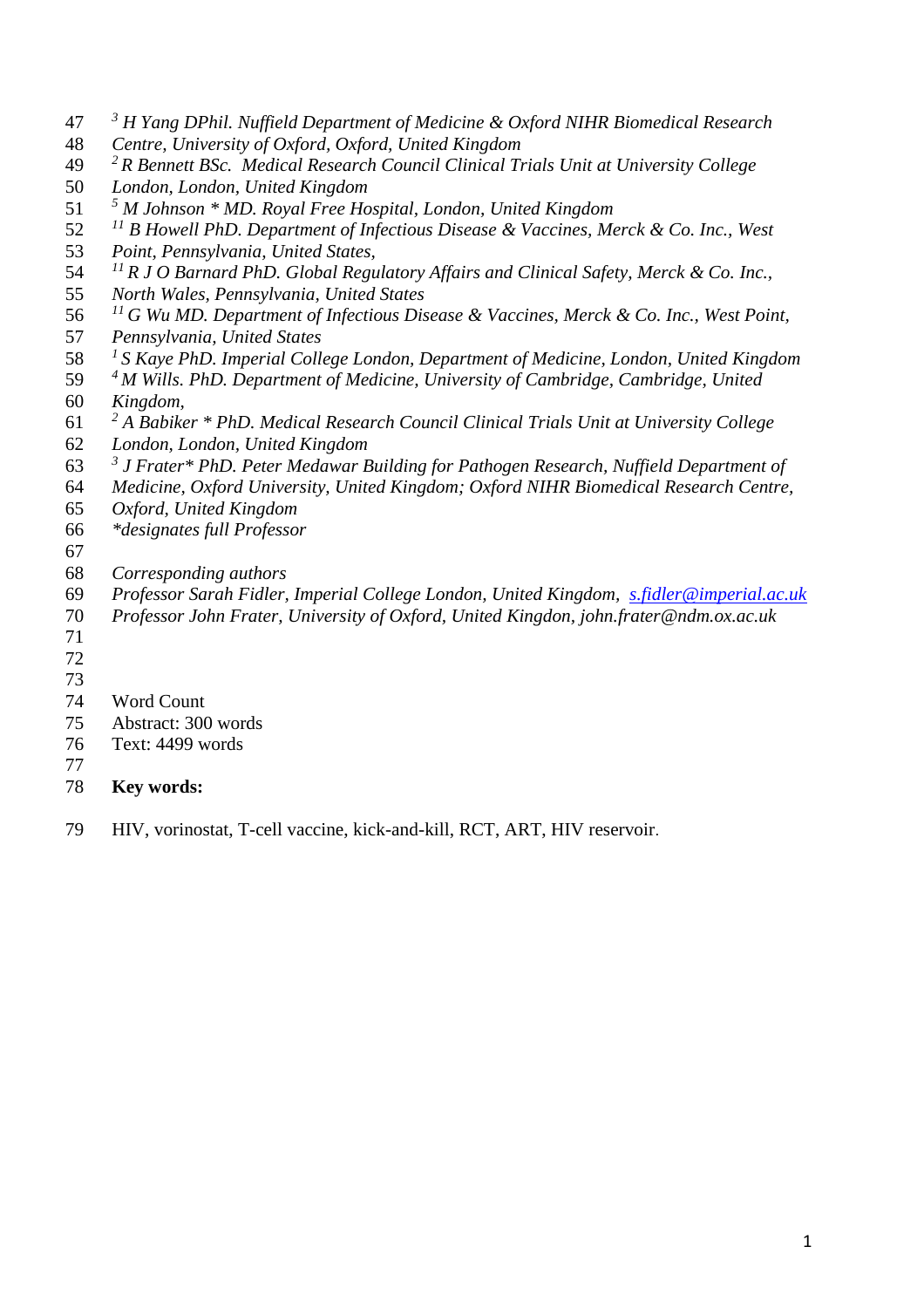*[3] H Yang DPhil. Nuffield Department of Medicine & Oxford NIHR Biomedical Research Centre, University of Oxford, Oxford, United Kingdom*
*[2] R Bennett BSc. Medical Research Council Clinical Trials Unit at University College London, London, United Kingdom*
*[5] M Johnson * MD. Royal Free Hospital, London, United Kingdom*
*[11] B Howell PhD. Department of Infectious Disease & Vaccines, Merck & Co. Inc., West Point, Pennsylvania, United States,*
*[11] R J O Barnard PhD. Global Regulatory Affairs and Clinical Safety, Merck & Co. Inc., North Wales, Pennsylvania, United States*
*[11] G Wu MD. Department of Infectious Disease & Vaccines, Merck & Co. Inc., West Point, Pennsylvania, United States*
*[1] S Kaye PhD. Imperial College London, Department of Medicine, London, United Kingdom*
*[4] M Wills. PhD. Department of Medicine, University of Cambridge, Cambridge, United Kingdom,*
*[2] A Babiker * PhD. Medical Research Council Clinical Trials Unit at University College London, London, United Kingdom*
*[3] J Frater* PhD. Peter Medawar Building for Pathogen Research, Nuffield Department of Medicine, Oxford University, United Kingdom; Oxford NIHR Biomedical Research Centre, Oxford, United Kingdom*
**designates full Professor*

*Corresponding authors*
*Professor Sarah Fidler, Imperial College London, United Kingdom, s.fidler@imperial.ac.uk*
*Professor John Frater, University of Oxford, United Kingdon, john.frater@ndm.ox.ac.uk*

Word Count
Abstract: 300 words
Text: 4499 words

**Key words:**

HIV, vorinostat, T-cell vaccine, kick-and-kill, RCT, ART, HIV reservoir.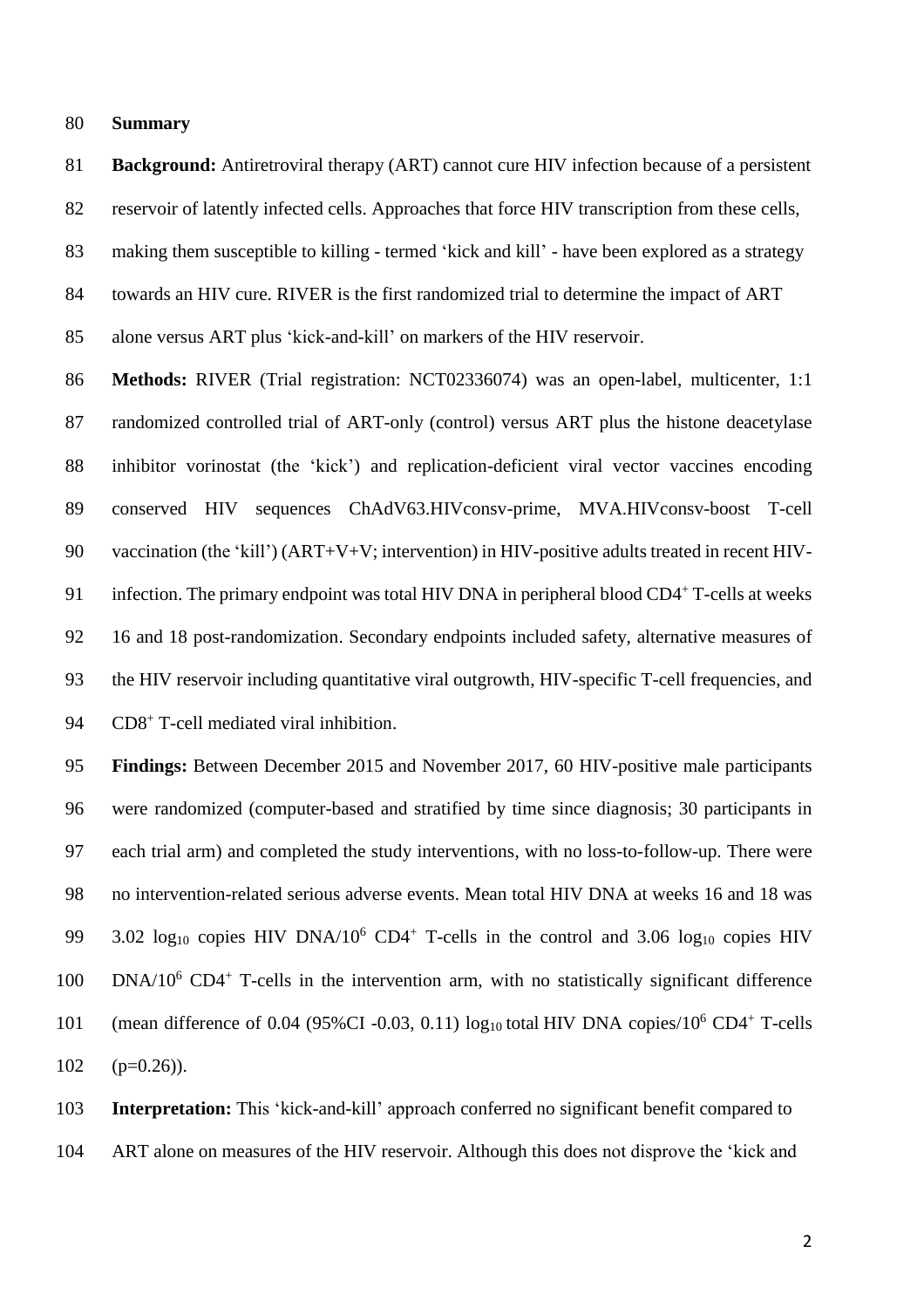**Summary**

**Background:** Antiretroviral therapy (ART) cannot cure HIV infection because of a persistent reservoir of latently infected cells. Approaches that force HIV transcription from these cells, making them susceptible to killing - termed 'kick and kill' - have been explored as a strategy towards an HIV cure. RIVER is the first randomized trial to determine the impact of ART alone versus ART plus 'kick-and-kill' on markers of the HIV reservoir.

**Methods:** RIVER (Trial registration: NCT02336074) was an open-label, multicenter, 1:1 randomized controlled trial of ART-only (control) versus ART plus the histone deacetylase inhibitor vorinostat (the 'kick') and replication-deficient viral vector vaccines encoding conserved HIV sequences ChAdV63.HIVconsv-prime, MVA.HIVconsv-boost T-cell vaccination (the 'kill') (ART+V+V; intervention) in HIV-positive adults treated in recent HIV-infection. The primary endpoint was total HIV DNA in peripheral blood $CD4^+$ T-cells at weeks 16 and 18 post-randomization. Secondary endpoints included safety, alternative measures of the HIV reservoir including quantitative viral outgrowth, HIV-specific T-cell frequencies, and $CD8^+$ T-cell mediated viral inhibition.

**Findings:** Between December 2015 and November 2017, 60 HIV-positive male participants were randomized (computer-based and stratified by time since diagnosis; 30 participants in each trial arm) and completed the study interventions, with no loss-to-follow-up. There were no intervention-related serious adverse events. Mean total HIV DNA at weeks 16 and 18 was 3.02 $\log_{10}$ copies HIV DNA/$10^6$ $CD4^+$ T-cells in the control and 3.06 $\log_{10}$ copies HIV DNA/$10^6$ $CD4^+$ T-cells in the intervention arm, with no statistically significant difference (mean difference of 0.04 (95%CI -0.03, 0.11) $\log_{10}$ total HIV DNA copies/$10^6$ $CD4^+$ T-cells ($p=0.26$)).

**Interpretation:** This 'kick-and-kill' approach conferred no significant benefit compared to ART alone on measures of the HIV reservoir. Although this does not disprove the 'kick and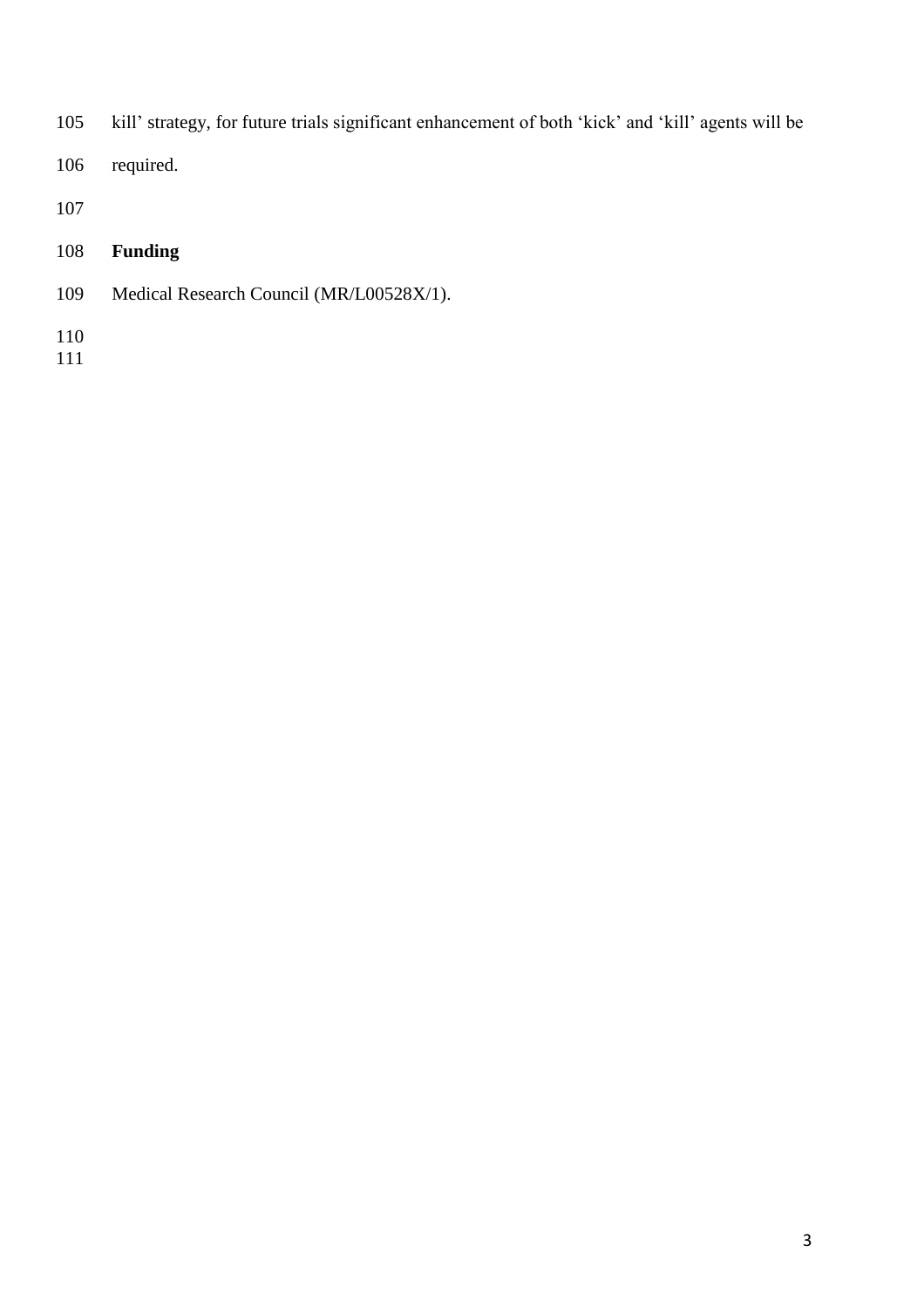kill' strategy, for future trials significant enhancement of both 'kick' and 'kill' agents will be required.

## Funding

Medical Research Council (MR/L00528X/1).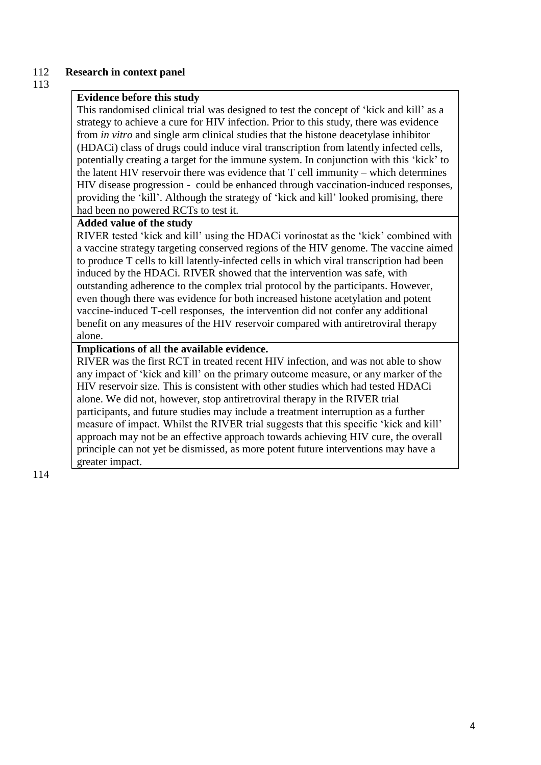## Research in context panel

### Evidence before this study

This randomised clinical trial was designed to test the concept of 'kick and kill' as a strategy to achieve a cure for HIV infection. Prior to this study, there was evidence from *in vitro* and single arm clinical studies that the histone deacetylase inhibitor (HDACi) class of drugs could induce viral transcription from latently infected cells, potentially creating a target for the immune system. In conjunction with this 'kick' to the latent HIV reservoir there was evidence that T cell immunity – which determines HIV disease progression - could be enhanced through vaccination-induced responses, providing the 'kill'. Although the strategy of 'kick and kill' looked promising, there had been no powered RCTs to test it.

### Added value of the study

RIVER tested 'kick and kill' using the HDACi vorinostat as the 'kick' combined with a vaccine strategy targeting conserved regions of the HIV genome. The vaccine aimed to produce T cells to kill latently-infected cells in which viral transcription had been induced by the HDACi. RIVER showed that the intervention was safe, with outstanding adherence to the complex trial protocol by the participants. However, even though there was evidence for both increased histone acetylation and potent vaccine-induced T-cell responses, the intervention did not confer any additional benefit on any measures of the HIV reservoir compared with antiretroviral therapy alone.

### Implications of all the available evidence.

RIVER was the first RCT in treated recent HIV infection, and was not able to show any impact of 'kick and kill' on the primary outcome measure, or any marker of the HIV reservoir size. This is consistent with other studies which had tested HDACi alone. We did not, however, stop antiretroviral therapy in the RIVER trial participants, and future studies may include a treatment interruption as a further measure of impact. Whilst the RIVER trial suggests that this specific 'kick and kill' approach may not be an effective approach towards achieving HIV cure, the overall principle can not yet be dismissed, as more potent future interventions may have a greater impact.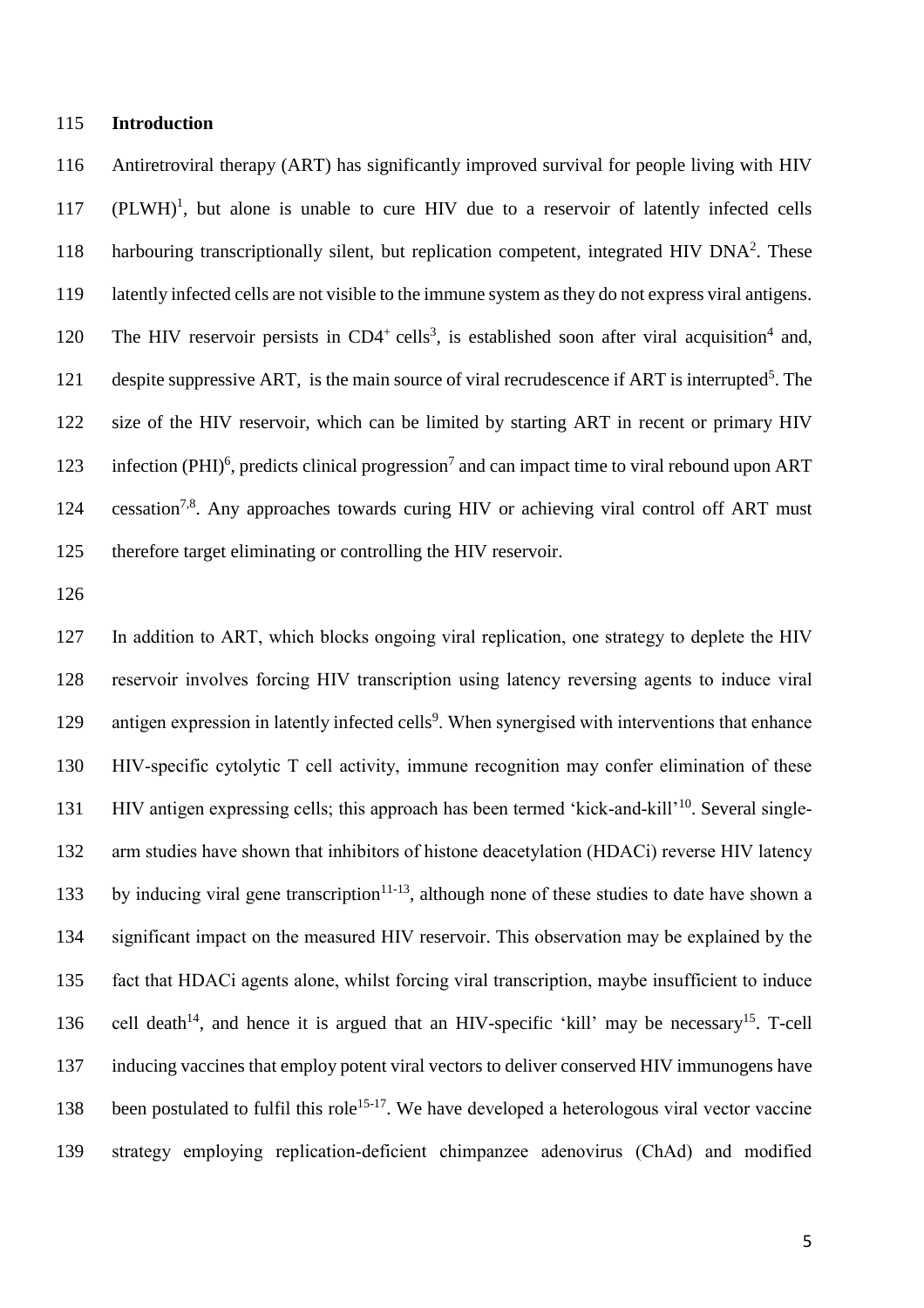## Introduction

Antiretroviral therapy (ART) has significantly improved survival for people living with HIV (PLWH)[1], but alone is unable to cure HIV due to a reservoir of latently infected cells harbouring transcriptionally silent, but replication competent, integrated HIV DNA[2]. These latently infected cells are not visible to the immune system as they do not express viral antigens. The HIV reservoir persists in $CD4^+$ cells[3], is established soon after viral acquisition[4] and, despite suppressive ART, is the main source of viral recrudescence if ART is interrupted[5]. The size of the HIV reservoir, which can be limited by starting ART in recent or primary HIV infection (PHI)[6], predicts clinical progression[7] and can impact time to viral rebound upon ART cessation[7,8]. Any approaches towards curing HIV or achieving viral control off ART must therefore target eliminating or controlling the HIV reservoir.

In addition to ART, which blocks ongoing viral replication, one strategy to deplete the HIV reservoir involves forcing HIV transcription using latency reversing agents to induce viral antigen expression in latently infected cells[9]. When synergised with interventions that enhance HIV-specific cytolytic T cell activity, immune recognition may confer elimination of these HIV antigen expressing cells; this approach has been termed 'kick-and-kill'[10]. Several single-arm studies have shown that inhibitors of histone deacetylation (HDACi) reverse HIV latency by inducing viral gene transcription[11-13], although none of these studies to date have shown a significant impact on the measured HIV reservoir. This observation may be explained by the fact that HDACi agents alone, whilst forcing viral transcription, maybe insufficient to induce cell death[14], and hence it is argued that an HIV-specific 'kill' may be necessary[15]. T-cell inducing vaccines that employ potent viral vectors to deliver conserved HIV immunogens have been postulated to fulfil this role[15-17]. We have developed a heterologous viral vector vaccine strategy employing replication-deficient chimpanzee adenovirus (ChAd) and modified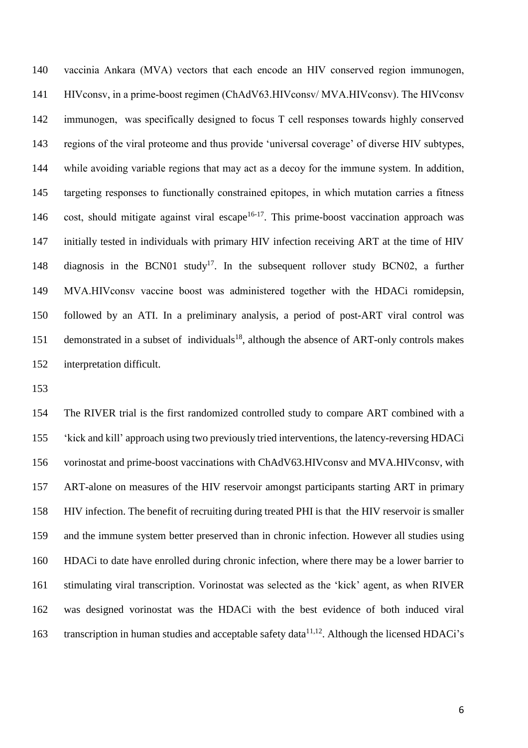vaccinia Ankara (MVA) vectors that each encode an HIV conserved region immunogen, HIVconsv, in a prime-boost regimen (ChAdV63.HIVconsv/ MVA.HIVconsv). The HIVconsv immunogen, was specifically designed to focus T cell responses towards highly conserved regions of the viral proteome and thus provide 'universal coverage' of diverse HIV subtypes, while avoiding variable regions that may act as a decoy for the immune system. In addition, targeting responses to functionally constrained epitopes, in which mutation carries a fitness cost, should mitigate against viral escape[16-17]. This prime-boost vaccination approach was initially tested in individuals with primary HIV infection receiving ART at the time of HIV diagnosis in the BCN01 study[17]. In the subsequent rollover study BCN02, a further MVA.HIVconsv vaccine boost was administered together with the HDACi romidepsin, followed by an ATI. In a preliminary analysis, a period of post-ART viral control was demonstrated in a subset of individuals[18], although the absence of ART-only controls makes interpretation difficult.

The RIVER trial is the first randomized controlled study to compare ART combined with a 'kick and kill' approach using two previously tried interventions, the latency-reversing HDACi vorinostat and prime-boost vaccinations with ChAdV63.HIVconsv and MVA.HIVconsv, with ART-alone on measures of the HIV reservoir amongst participants starting ART in primary HIV infection. The benefit of recruiting during treated PHI is that the HIV reservoir is smaller and the immune system better preserved than in chronic infection. However all studies using HDACi to date have enrolled during chronic infection, where there may be a lower barrier to stimulating viral transcription. Vorinostat was selected as the 'kick' agent, as when RIVER was designed vorinostat was the HDACi with the best evidence of both induced viral transcription in human studies and acceptable safety data[11,12]. Although the licensed HDACi's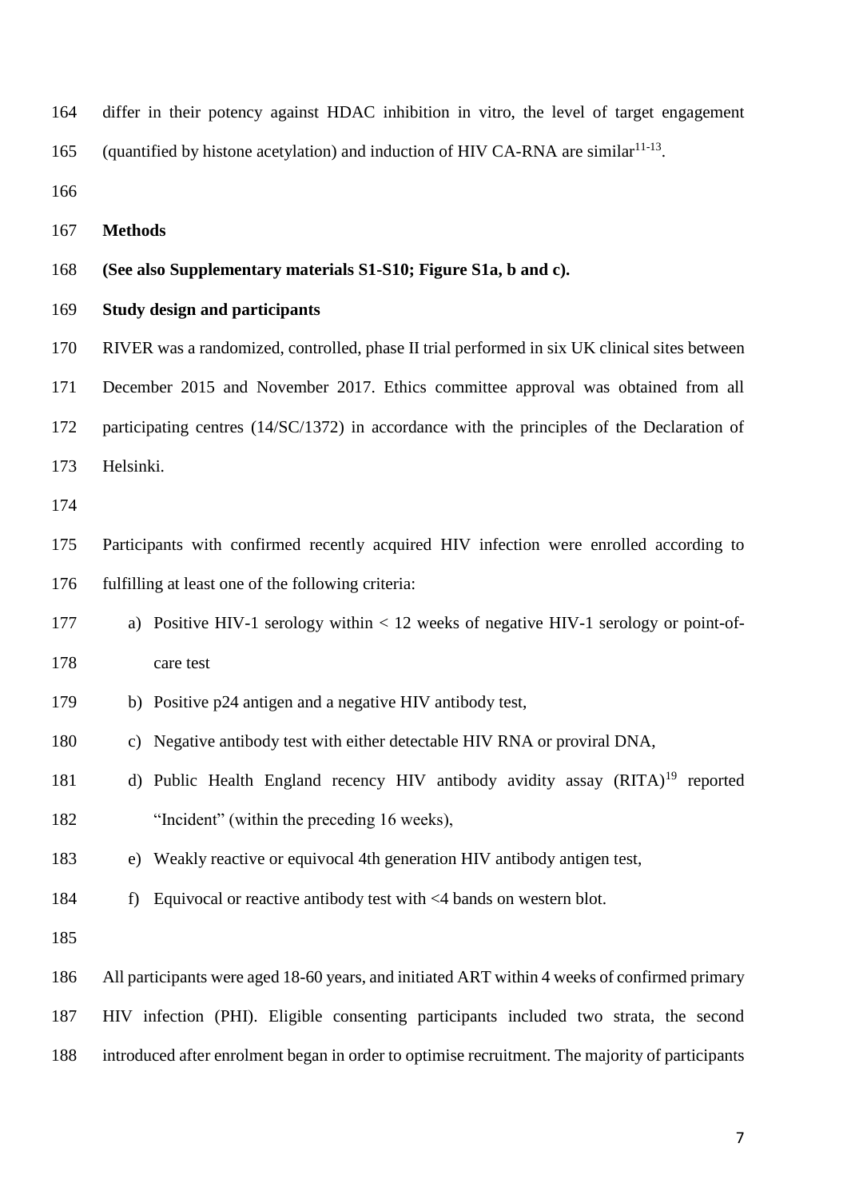differ in their potency against HDAC inhibition in vitro, the level of target engagement (quantified by histone acetylation) and induction of HIV CA-RNA are similar[11-13].

## Methods

**(See also Supplementary materials S1-S10; Figure S1a, b and c).**

### Study design and participants

RIVER was a randomized, controlled, phase II trial performed in six UK clinical sites between December 2015 and November 2017. Ethics committee approval was obtained from all participating centres (14/SC/1372) in accordance with the principles of the Declaration of Helsinki.

Participants with confirmed recently acquired HIV infection were enrolled according to fulfilling at least one of the following criteria:

a) Positive HIV-1 serology within < 12 weeks of negative HIV-1 serology or point-of-care test
b) Positive p24 antigen and a negative HIV antibody test,
c) Negative antibody test with either detectable HIV RNA or proviral DNA,
d) Public Health England recency HIV antibody avidity assay (RITA)[19] reported "Incident" (within the preceding 16 weeks),
e) Weakly reactive or equivocal 4th generation HIV antibody antigen test,
f) Equivocal or reactive antibody test with <4 bands on western blot.

All participants were aged 18-60 years, and initiated ART within 4 weeks of confirmed primary HIV infection (PHI). Eligible consenting participants included two strata, the second introduced after enrolment began in order to optimise recruitment. The majority of participants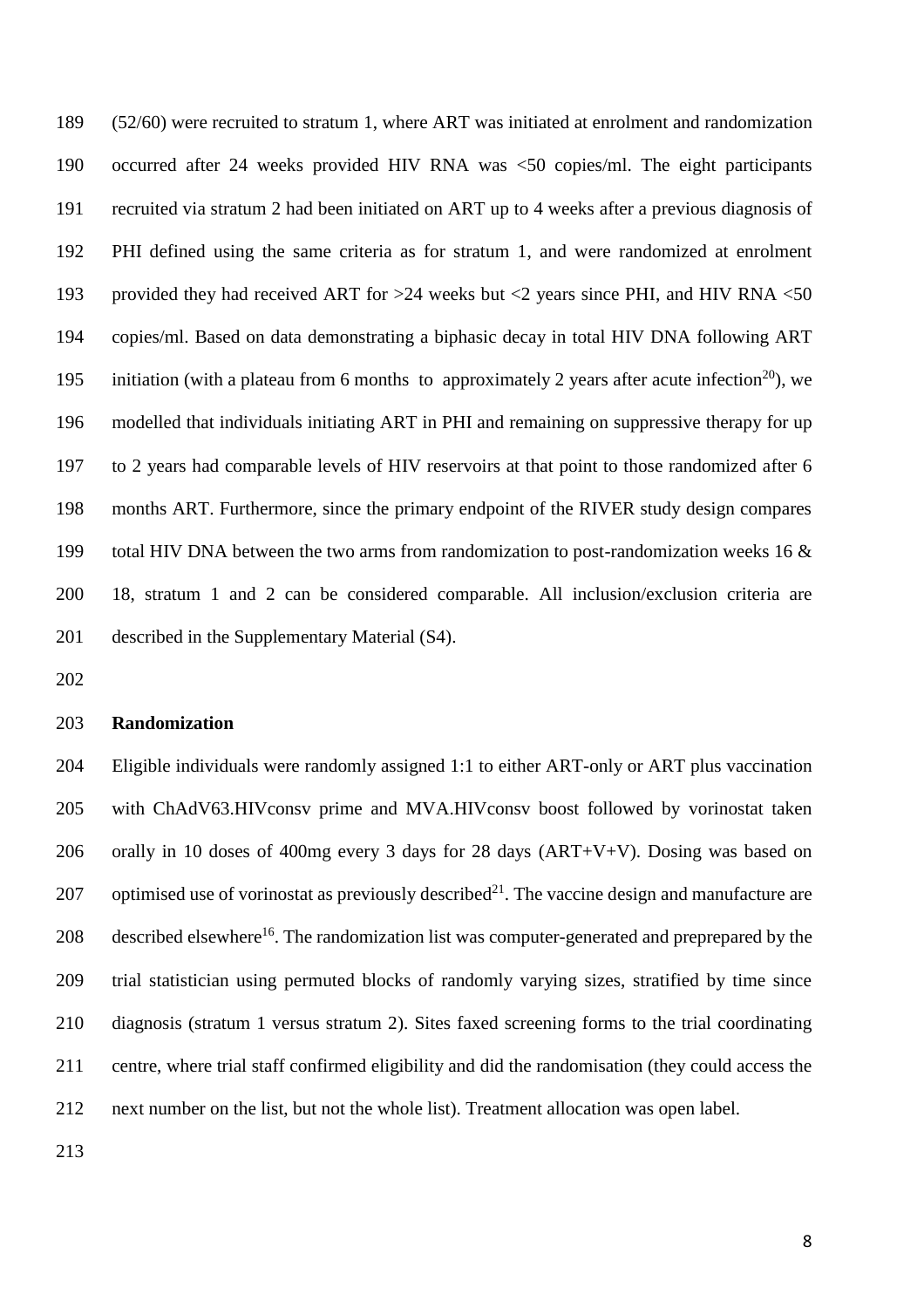(52/60) were recruited to stratum 1, where ART was initiated at enrolment and randomization occurred after 24 weeks provided HIV RNA was <50 copies/ml. The eight participants recruited via stratum 2 had been initiated on ART up to 4 weeks after a previous diagnosis of PHI defined using the same criteria as for stratum 1, and were randomized at enrolment provided they had received ART for >24 weeks but <2 years since PHI, and HIV RNA <50 copies/ml. Based on data demonstrating a biphasic decay in total HIV DNA following ART initiation (with a plateau from 6 months to approximately 2 years after acute infection[20]), we modelled that individuals initiating ART in PHI and remaining on suppressive therapy for up to 2 years had comparable levels of HIV reservoirs at that point to those randomized after 6 months ART. Furthermore, since the primary endpoint of the RIVER study design compares total HIV DNA between the two arms from randomization to post-randomization weeks 16 & 18, stratum 1 and 2 can be considered comparable. All inclusion/exclusion criteria are described in the Supplementary Material (S4).

**Randomization**

Eligible individuals were randomly assigned 1:1 to either ART-only or ART plus vaccination with ChAdV63.HIVconsv prime and MVA.HIVconsv boost followed by vorinostat taken orally in 10 doses of 400mg every 3 days for 28 days (ART+V+V). Dosing was based on optimised use of vorinostat as previously described[21]. The vaccine design and manufacture are described elsewhere[16]. The randomization list was computer-generated and preprepared by the trial statistician using permuted blocks of randomly varying sizes, stratified by time since diagnosis (stratum 1 versus stratum 2). Sites faxed screening forms to the trial coordinating centre, where trial staff confirmed eligibility and did the randomisation (they could access the next number on the list, but not the whole list). Treatment allocation was open label.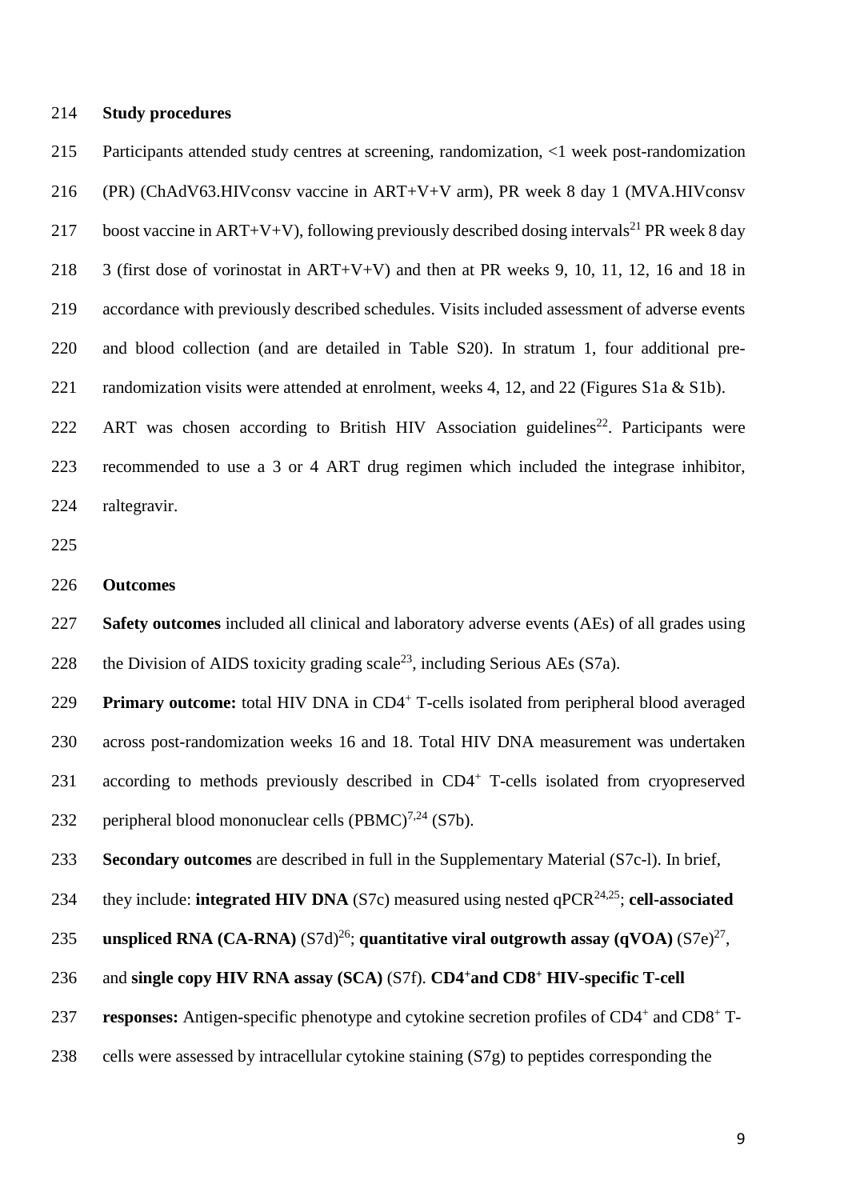**Study procedures**

Participants attended study centres at screening, randomization, <1 week post-randomization (PR) (ChAdV63.HIVconsv vaccine in ART+V+V arm), PR week 8 day 1 (MVA.HIVconsv boost vaccine in ART+V+V), following previously described dosing intervals[21] PR week 8 day 3 (first dose of vorinostat in ART+V+V) and then at PR weeks 9, 10, 11, 12, 16 and 18 in accordance with previously described schedules. Visits included assessment of adverse events and blood collection (and are detailed in Table S20). In stratum 1, four additional pre-randomization visits were attended at enrolment, weeks 4, 12, and 22 (Figures S1a & S1b).

ART was chosen according to British HIV Association guidelines[22]. Participants were recommended to use a 3 or 4 ART drug regimen which included the integrase inhibitor, raltegravir.

**Outcomes**

**Safety outcomes** included all clinical and laboratory adverse events (AEs) of all grades using the Division of AIDS toxicity grading scale[23], including Serious AEs (S7a).

**Primary outcome:** total HIV DNA in $CD4^+$ T-cells isolated from peripheral blood averaged across post-randomization weeks 16 and 18. Total HIV DNA measurement was undertaken according to methods previously described in $CD4^+$ T-cells isolated from cryopreserved peripheral blood mononuclear cells (PBMC)[7,24] (S7b).

**Secondary outcomes** are described in full in the Supplementary Material (S7c-l). In brief, they include: **integrated HIV DNA** (S7c) measured using nested qPCR[24,25]; **cell-associated unspliced RNA (CA-RNA)** (S7d)[26]; **quantitative viral outgrowth assay (qVOA)** (S7e)[27], and **single copy HIV RNA assay (SCA)** (S7f). **$CD4^+$and $CD8^+$ HIV-specific T-cell responses:** Antigen-specific phenotype and cytokine secretion profiles of $CD4^+$ and $CD8^+$ T-cells were assessed by intracellular cytokine staining (S7g) to peptides corresponding the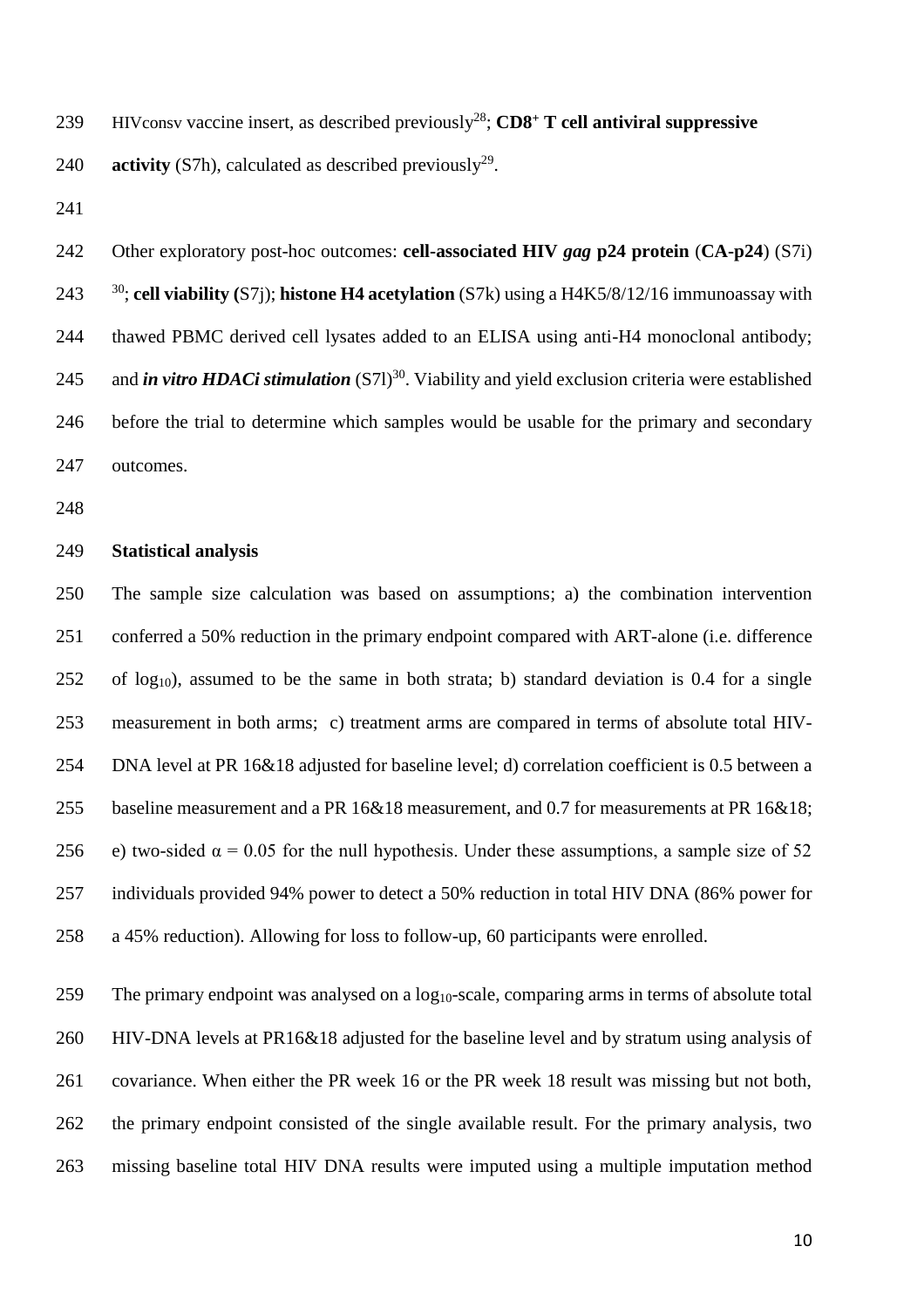HIVconsv vaccine insert, as described previously[28]; **CD8$^+$ T cell antiviral suppressive activity** (S7h), calculated as described previously[29].

Other exploratory post-hoc outcomes: **cell-associated HIV *gag* p24 protein** (**CA-p24**) (S7i) [30]; **cell viability (**S7j); **histone H4 acetylation** (S7k) using a H4K5/8/12/16 immunoassay with thawed PBMC derived cell lysates added to an ELISA using anti-H4 monoclonal antibody; and ***in vitro HDACi stimulation*** (S7l)[30]. Viability and yield exclusion criteria were established before the trial to determine which samples would be usable for the primary and secondary outcomes.

## Statistical analysis

The sample size calculation was based on assumptions; a) the combination intervention conferred a 50% reduction in the primary endpoint compared with ART-alone (i.e. difference of $\log_{10}$), assumed to be the same in both strata; b) standard deviation is 0.4 for a single measurement in both arms; c) treatment arms are compared in terms of absolute total HIV-DNA level at PR 16&18 adjusted for baseline level; d) correlation coefficient is 0.5 between a baseline measurement and a PR 16&18 measurement, and 0.7 for measurements at PR 16&18; e) two-sided $\alpha = 0.05$ for the null hypothesis. Under these assumptions, a sample size of 52 individuals provided 94% power to detect a 50% reduction in total HIV DNA (86% power for a 45% reduction). Allowing for loss to follow-up, 60 participants were enrolled.

The primary endpoint was analysed on a $\log_{10}$-scale, comparing arms in terms of absolute total HIV-DNA levels at PR16&18 adjusted for the baseline level and by stratum using analysis of covariance. When either the PR week 16 or the PR week 18 result was missing but not both, the primary endpoint consisted of the single available result. For the primary analysis, two missing baseline total HIV DNA results were imputed using a multiple imputation method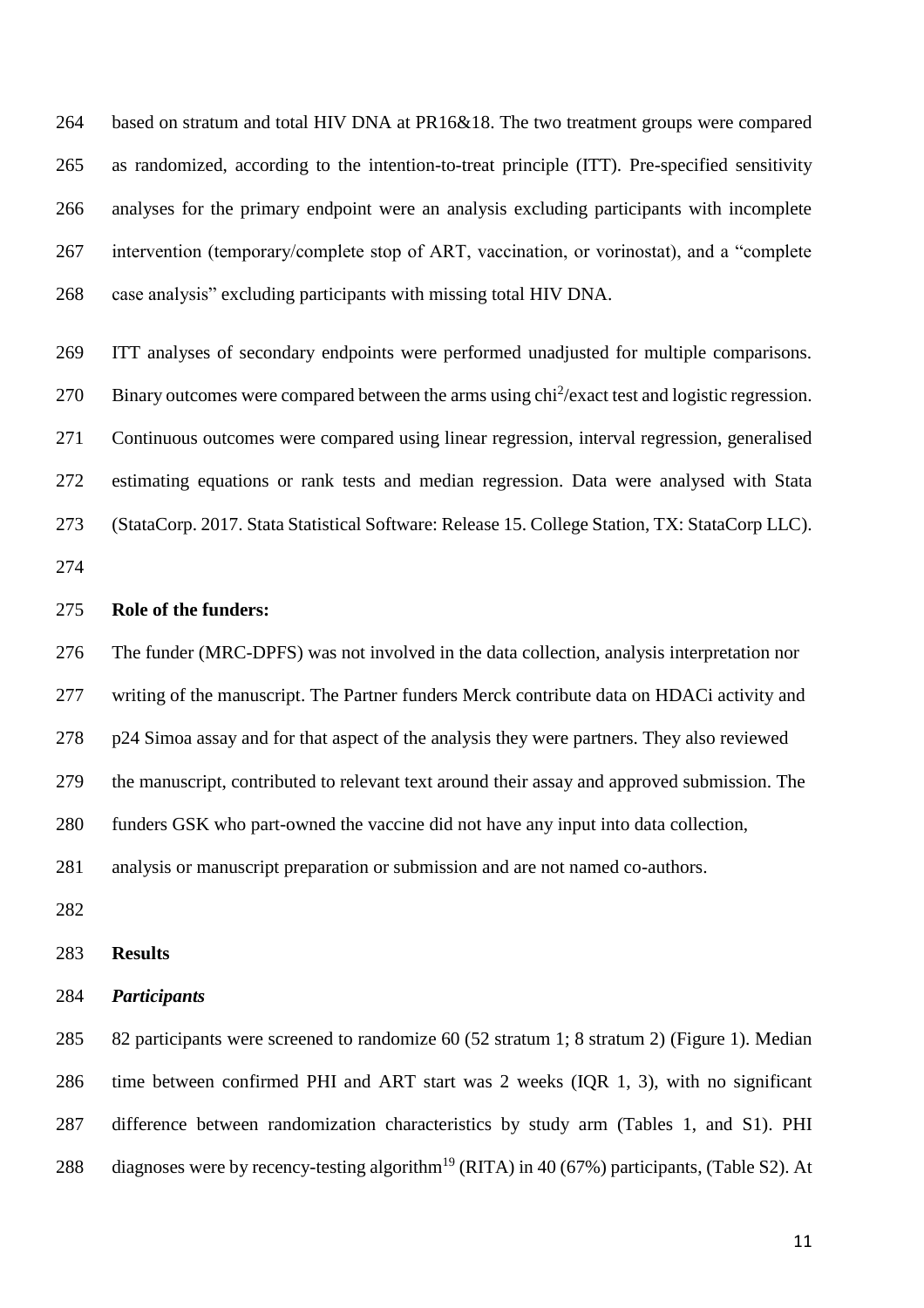based on stratum and total HIV DNA at PR16&18. The two treatment groups were compared as randomized, according to the intention-to-treat principle (ITT). Pre-specified sensitivity analyses for the primary endpoint were an analysis excluding participants with incomplete intervention (temporary/complete stop of ART, vaccination, or vorinostat), and a "complete case analysis" excluding participants with missing total HIV DNA.

ITT analyses of secondary endpoints were performed unadjusted for multiple comparisons. Binary outcomes were compared between the arms using $chi^2$/exact test and logistic regression. Continuous outcomes were compared using linear regression, interval regression, generalised estimating equations or rank tests and median regression. Data were analysed with Stata (StataCorp. 2017. Stata Statistical Software: Release 15. College Station, TX: StataCorp LLC).

**Role of the funders:**

The funder (MRC-DPFS) was not involved in the data collection, analysis interpretation nor writing of the manuscript. The Partner funders Merck contribute data on HDACi activity and p24 Simoa assay and for that aspect of the analysis they were partners. They also reviewed the manuscript, contributed to relevant text around their assay and approved submission. The funders GSK who part-owned the vaccine did not have any input into data collection, analysis or manuscript preparation or submission and are not named co-authors.

## Results

### *Participants*

82 participants were screened to randomize 60 (52 stratum 1; 8 stratum 2) (Figure 1). Median time between confirmed PHI and ART start was 2 weeks (IQR 1, 3), with no significant difference between randomization characteristics by study arm (Tables 1, and S1). PHI diagnoses were by recency-testing algorithm[19] (RITA) in 40 (67%) participants, (Table S2). At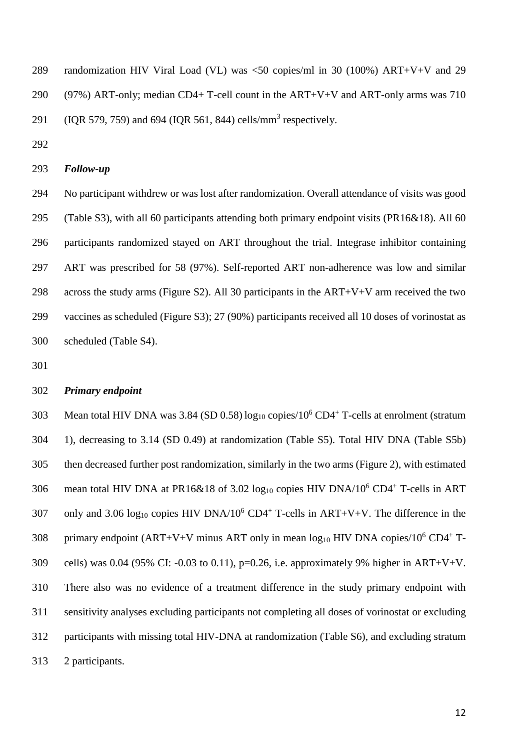randomization HIV Viral Load (VL) was <50 copies/ml in 30 (100%) ART+V+V and 29 (97%) ART-only; median CD4+ T-cell count in the ART+V+V and ART-only arms was 710 (IQR 579, 759) and 694 (IQR 561, 844) cells/mm$^3$ respectively.

***Follow-up***

No participant withdrew or was lost after randomization. Overall attendance of visits was good (Table S3), with all 60 participants attending both primary endpoint visits (PR16&18). All 60 participants randomized stayed on ART throughout the trial. Integrase inhibitor containing ART was prescribed for 58 (97%). Self-reported ART non-adherence was low and similar across the study arms (Figure S2). All 30 participants in the ART+V+V arm received the two vaccines as scheduled (Figure S3); 27 (90%) participants received all 10 doses of vorinostat as scheduled (Table S4).

***Primary endpoint***

Mean total HIV DNA was 3.84 (SD 0.58) $\log_{10}$ copies/$10^6$ $CD4^+$ T-cells at enrolment (stratum 1), decreasing to 3.14 (SD 0.49) at randomization (Table S5). Total HIV DNA (Table S5b) then decreased further post randomization, similarly in the two arms (Figure 2), with estimated mean total HIV DNA at PR16&18 of 3.02 $\log_{10}$ copies HIV DNA/$10^6$ $CD4^+$ T-cells in ART only and 3.06 $\log_{10}$ copies HIV DNA/$10^6$ $CD4^+$ T-cells in ART+V+V. The difference in the primary endpoint (ART+V+V minus ART only in mean $\log_{10}$ HIV DNA copies/$10^6$ $CD4^+$ T-cells) was 0.04 (95% CI: -0.03 to 0.11), p=0.26, i.e. approximately 9% higher in ART+V+V. There also was no evidence of a treatment difference in the study primary endpoint with sensitivity analyses excluding participants not completing all doses of vorinostat or excluding participants with missing total HIV-DNA at randomization (Table S6), and excluding stratum 2 participants.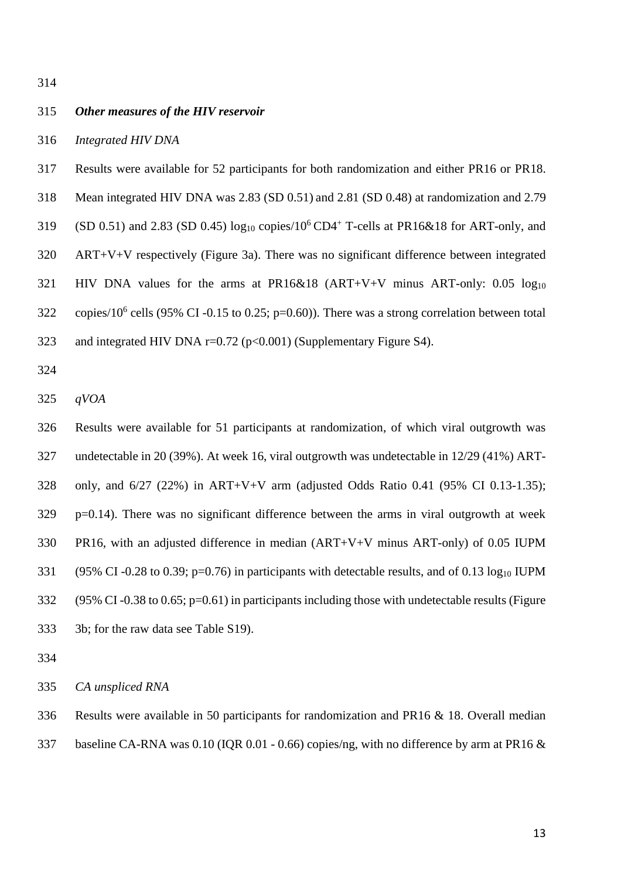***Other measures of the HIV reservoir***

*Integrated HIV DNA*

Results were available for 52 participants for both randomization and either PR16 or PR18. Mean integrated HIV DNA was 2.83 (SD 0.51) and 2.81 (SD 0.48) at randomization and 2.79 (SD 0.51) and 2.83 (SD 0.45) $\log_{10}$ copies/$10^6$ $CD4^+$ T-cells at PR16&18 for ART-only, and ART+V+V respectively (Figure 3a). There was no significant difference between integrated HIV DNA values for the arms at PR16&18 (ART+V+V minus ART-only: 0.05 $\log_{10}$ copies/$10^6$ cells (95% CI -0.15 to 0.25; p=0.60)). There was a strong correlation between total and integrated HIV DNA r=0.72 (p<0.001) (Supplementary Figure S4).

*qVOA*

Results were available for 51 participants at randomization, of which viral outgrowth was undetectable in 20 (39%). At week 16, viral outgrowth was undetectable in 12/29 (41%) ART-only, and 6/27 (22%) in ART+V+V arm (adjusted Odds Ratio 0.41 (95% CI 0.13-1.35); p=0.14). There was no significant difference between the arms in viral outgrowth at week PR16, with an adjusted difference in median (ART+V+V minus ART-only) of 0.05 IUPM (95% CI -0.28 to 0.39; p=0.76) in participants with detectable results, and of 0.13 $\log_{10}$ IUPM (95% CI -0.38 to 0.65; p=0.61) in participants including those with undetectable results (Figure 3b; for the raw data see Table S19).

*CA unspliced RNA*

Results were available in 50 participants for randomization and PR16 & 18. Overall median baseline CA-RNA was 0.10 (IQR 0.01 - 0.66) copies/ng, with no difference by arm at PR16 &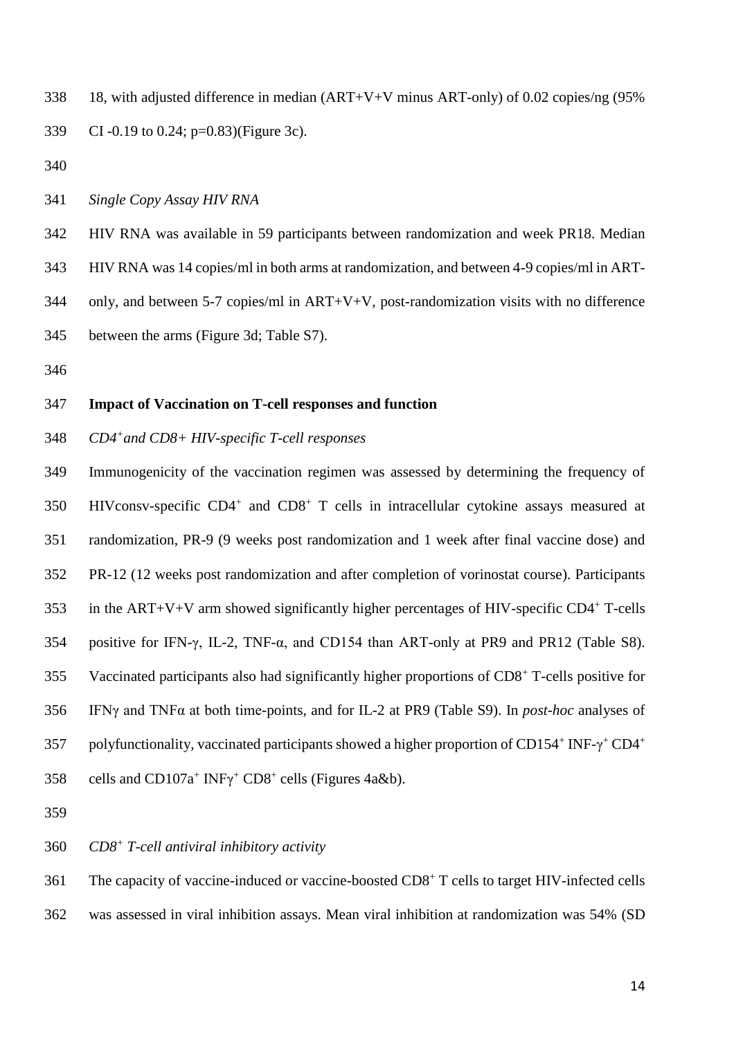18, with adjusted difference in median (ART+V+V minus ART-only) of 0.02 copies/ng (95% CI -0.19 to 0.24; p=0.83)(Figure 3c).

*Single Copy Assay HIV RNA*

HIV RNA was available in 59 participants between randomization and week PR18. Median HIV RNA was 14 copies/ml in both arms at randomization, and between 4-9 copies/ml in ART-only, and between 5-7 copies/ml in ART+V+V, post-randomization visits with no difference between the arms (Figure 3d; Table S7).

**Impact of Vaccination on T-cell responses and function**

*$CD4^+$ and CD8+ HIV-specific T-cell responses*

Immunogenicity of the vaccination regimen was assessed by determining the frequency of HIVconsv-specific $CD4^+$ and $CD8^+$ T cells in intracellular cytokine assays measured at randomization, PR-9 (9 weeks post randomization and 1 week after final vaccine dose) and PR-12 (12 weeks post randomization and after completion of vorinostat course). Participants in the ART+V+V arm showed significantly higher percentages of HIV-specific $CD4^+$ T-cells positive for IFN-γ, IL-2, TNF-α, and CD154 than ART-only at PR9 and PR12 (Table S8). Vaccinated participants also had significantly higher proportions of $CD8^+$ T-cells positive for IFNγ and TNFα at both time-points, and for IL-2 at PR9 (Table S9). In *post-hoc* analyses of polyfunctionality, vaccinated participants showed a higher proportion of $CD154^+$ INF-$\gamma^+$ $CD4^+$ cells and $CD107a^+$ $INF\gamma^+$ $CD8^+$ cells (Figures 4a&b).

*$CD8^+$ T-cell antiviral inhibitory activity*

The capacity of vaccine-induced or vaccine-boosted $CD8^+$ T cells to target HIV-infected cells was assessed in viral inhibition assays. Mean viral inhibition at randomization was 54% (SD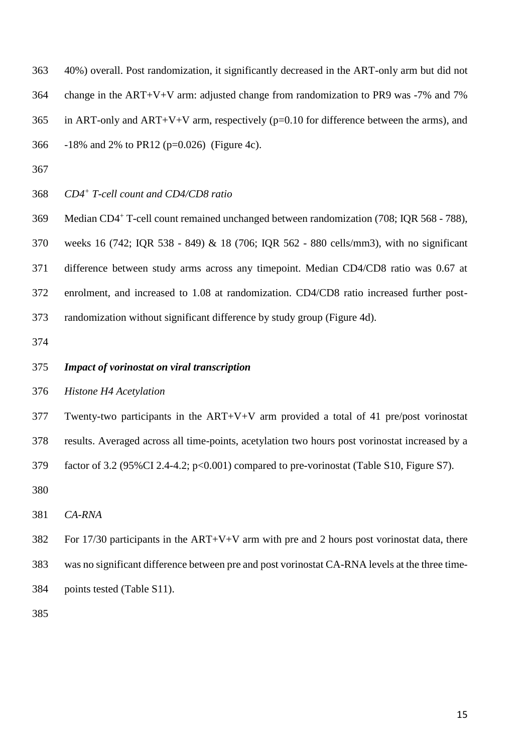40%) overall. Post randomization, it significantly decreased in the ART-only arm but did not change in the ART+V+V arm: adjusted change from randomization to PR9 was -7% and 7% in ART-only and ART+V+V arm, respectively ($p=0.10$ for difference between the arms), and -18% and 2% to PR12 ($p=0.026$) (Figure 4c).

*$CD4^+$ T-cell count and CD4/CD8 ratio*

Median $CD4^+$ T-cell count remained unchanged between randomization (708; IQR 568 - 788), weeks 16 (742; IQR 538 - 849) & 18 (706; IQR 562 - 880 cells/mm3), with no significant difference between study arms across any timepoint. Median CD4/CD8 ratio was 0.67 at enrolment, and increased to 1.08 at randomization. CD4/CD8 ratio increased further post-randomization without significant difference by study group (Figure 4d).

***Impact of vorinostat on viral transcription***

*Histone H4 Acetylation*

Twenty-two participants in the ART+V+V arm provided a total of 41 pre/post vorinostat results. Averaged across all time-points, acetylation two hours post vorinostat increased by a factor of 3.2 (95%CI 2.4-4.2; $p<0.001$) compared to pre-vorinostat (Table S10, Figure S7).

*CA-RNA*

For 17/30 participants in the ART+V+V arm with pre and 2 hours post vorinostat data, there was no significant difference between pre and post vorinostat CA-RNA levels at the three time-points tested (Table S11).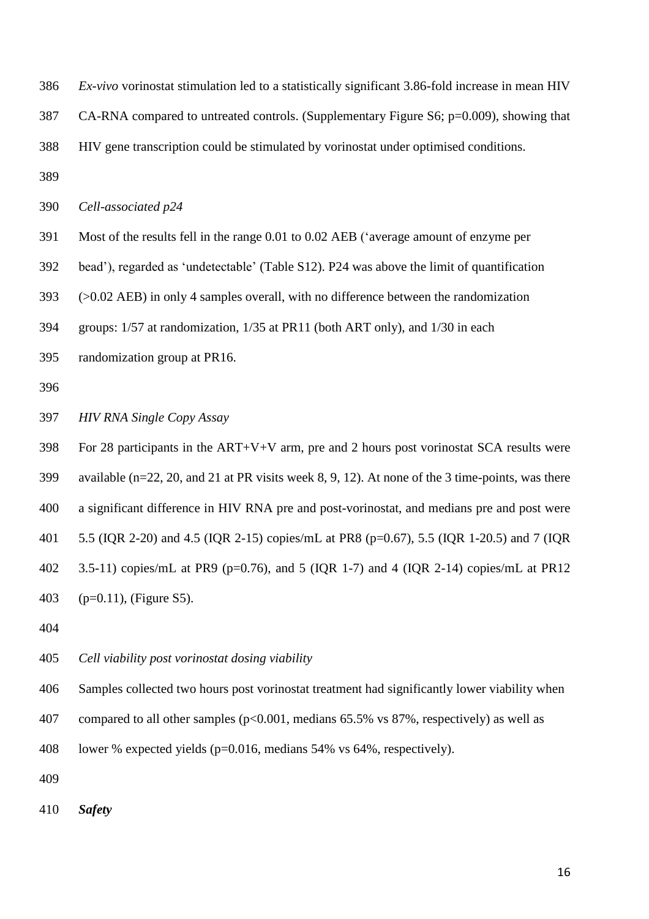*Ex-vivo* vorinostat stimulation led to a statistically significant 3.86-fold increase in mean HIV CA-RNA compared to untreated controls. (Supplementary Figure S6; $p=0.009$), showing that HIV gene transcription could be stimulated by vorinostat under optimised conditions.

*Cell-associated p24*

Most of the results fell in the range 0.01 to 0.02 AEB ('average amount of enzyme per bead'), regarded as 'undetectable' (Table S12). P24 was above the limit of quantification (>0.02 AEB) in only 4 samples overall, with no difference between the randomization groups: 1/57 at randomization, 1/35 at PR11 (both ART only), and 1/30 in each randomization group at PR16.

*HIV RNA Single Copy Assay*

For 28 participants in the ART+V+V arm, pre and 2 hours post vorinostat SCA results were available (n=22, 20, and 21 at PR visits week 8, 9, 12). At none of the 3 time-points, was there a significant difference in HIV RNA pre and post-vorinostat, and medians pre and post were 5.5 (IQR 2-20) and 4.5 (IQR 2-15) copies/mL at PR8 ($p=0.67$), 5.5 (IQR 1-20.5) and 7 (IQR 3.5-11) copies/mL at PR9 ($p=0.76$), and 5 (IQR 1-7) and 4 (IQR 2-14) copies/mL at PR12 ($p=0.11$), (Figure S5).

*Cell viability post vorinostat dosing viability*

Samples collected two hours post vorinostat treatment had significantly lower viability when compared to all other samples ($p<0.001$, medians 65.5% vs 87%, respectively) as well as lower % expected yields ($p=0.016$, medians 54% vs 64%, respectively).

***Safety***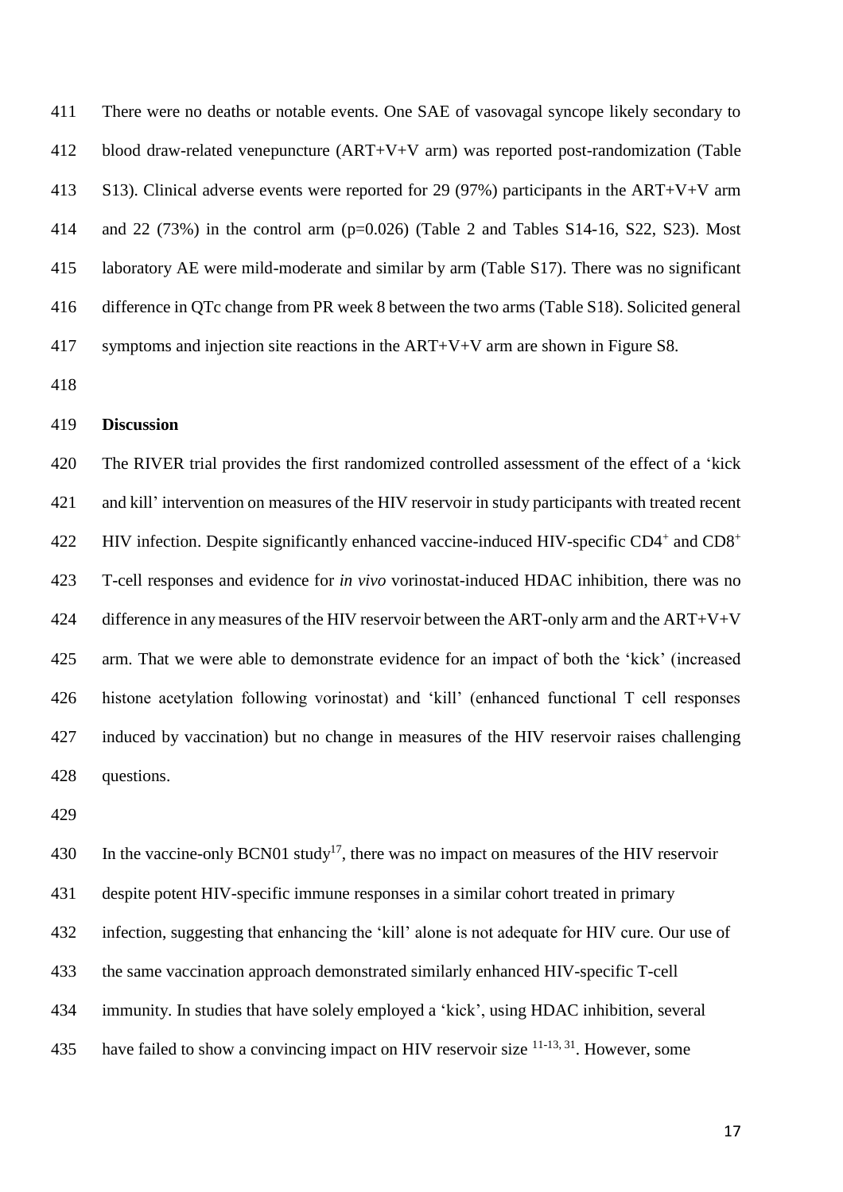There were no deaths or notable events. One SAE of vasovagal syncope likely secondary to blood draw-related venepuncture (ART+V+V arm) was reported post-randomization (Table S13). Clinical adverse events were reported for 29 (97%) participants in the ART+V+V arm and 22 (73%) in the control arm (p=0.026) (Table 2 and Tables S14-16, S22, S23). Most laboratory AE were mild-moderate and similar by arm (Table S17). There was no significant difference in QTc change from PR week 8 between the two arms (Table S18). Solicited general symptoms and injection site reactions in the ART+V+V arm are shown in Figure S8.

## Discussion

The RIVER trial provides the first randomized controlled assessment of the effect of a 'kick and kill' intervention on measures of the HIV reservoir in study participants with treated recent HIV infection. Despite significantly enhanced vaccine-induced HIV-specific $CD4^+$ and $CD8^+$ T-cell responses and evidence for *in vivo* vorinostat-induced HDAC inhibition, there was no difference in any measures of the HIV reservoir between the ART-only arm and the ART+V+V arm. That we were able to demonstrate evidence for an impact of both the 'kick' (increased histone acetylation following vorinostat) and 'kill' (enhanced functional T cell responses induced by vaccination) but no change in measures of the HIV reservoir raises challenging questions.

In the vaccine-only BCN01 study[17], there was no impact on measures of the HIV reservoir despite potent HIV-specific immune responses in a similar cohort treated in primary infection, suggesting that enhancing the 'kill' alone is not adequate for HIV cure. Our use of the same vaccination approach demonstrated similarly enhanced HIV-specific T-cell immunity. In studies that have solely employed a 'kick', using HDAC inhibition, several have failed to show a convincing impact on HIV reservoir size [11-13, 31]. However, some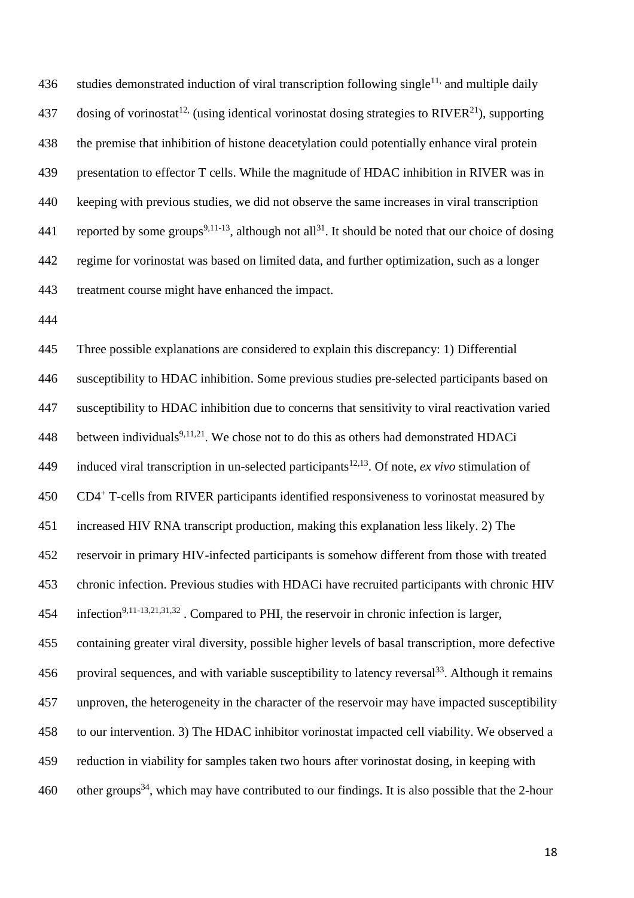studies demonstrated induction of viral transcription following single[11,] and multiple daily dosing of vorinostat[12,] (using identical vorinostat dosing strategies to RIVER[21]), supporting the premise that inhibition of histone deacetylation could potentially enhance viral protein presentation to effector T cells. While the magnitude of HDAC inhibition in RIVER was in keeping with previous studies, we did not observe the same increases in viral transcription reported by some groups[9,11-13], although not all[31]. It should be noted that our choice of dosing regime for vorinostat was based on limited data, and further optimization, such as a longer treatment course might have enhanced the impact.

Three possible explanations are considered to explain this discrepancy: 1) Differential susceptibility to HDAC inhibition. Some previous studies pre-selected participants based on susceptibility to HDAC inhibition due to concerns that sensitivity to viral reactivation varied between individuals[9,11,21]. We chose not to do this as others had demonstrated HDACi induced viral transcription in un-selected participants[12,13]. Of note, *ex vivo* stimulation of $CD4^+$ T-cells from RIVER participants identified responsiveness to vorinostat measured by increased HIV RNA transcript production, making this explanation less likely. 2) The reservoir in primary HIV-infected participants is somehow different from those with treated chronic infection. Previous studies with HDACi have recruited participants with chronic HIV infection[9,11-13,21,31,32] . Compared to PHI, the reservoir in chronic infection is larger, containing greater viral diversity, possible higher levels of basal transcription, more defective proviral sequences, and with variable susceptibility to latency reversal[33]. Although it remains unproven, the heterogeneity in the character of the reservoir may have impacted susceptibility to our intervention. 3) The HDAC inhibitor vorinostat impacted cell viability. We observed a reduction in viability for samples taken two hours after vorinostat dosing, in keeping with other groups[34], which may have contributed to our findings. It is also possible that the 2-hour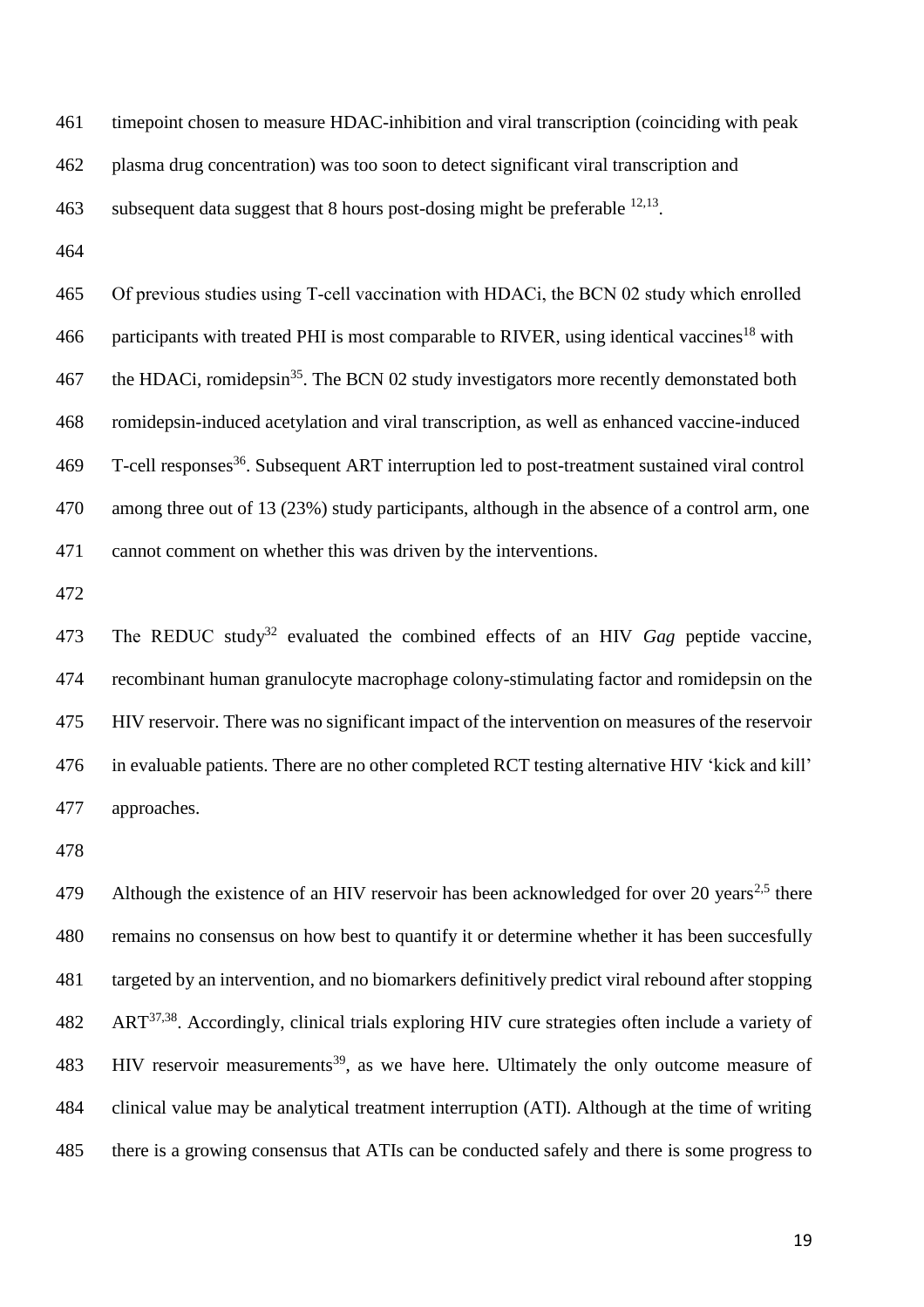timepoint chosen to measure HDAC-inhibition and viral transcription (coinciding with peak plasma drug concentration) was too soon to detect significant viral transcription and subsequent data suggest that 8 hours post-dosing might be preferable [12,13].

Of previous studies using T-cell vaccination with HDACi, the BCN 02 study which enrolled participants with treated PHI is most comparable to RIVER, using identical vaccines[18] with the HDACi, romidepsin[35]. The BCN 02 study investigators more recently demonstated both romidepsin-induced acetylation and viral transcription, as well as enhanced vaccine-induced T-cell responses[36]. Subsequent ART interruption led to post-treatment sustained viral control among three out of 13 (23%) study participants, although in the absence of a control arm, one cannot comment on whether this was driven by the interventions.

The REDUC study[32] evaluated the combined effects of an HIV *Gag* peptide vaccine, recombinant human granulocyte macrophage colony-stimulating factor and romidepsin on the HIV reservoir. There was no significant impact of the intervention on measures of the reservoir in evaluable patients. There are no other completed RCT testing alternative HIV 'kick and kill' approaches.

Although the existence of an HIV reservoir has been acknowledged for over 20 years[2,5] there remains no consensus on how best to quantify it or determine whether it has been succesfully targeted by an intervention, and no biomarkers definitively predict viral rebound after stopping ART[37,38]. Accordingly, clinical trials exploring HIV cure strategies often include a variety of HIV reservoir measurements[39], as we have here. Ultimately the only outcome measure of clinical value may be analytical treatment interruption (ATI). Although at the time of writing there is a growing consensus that ATIs can be conducted safely and there is some progress to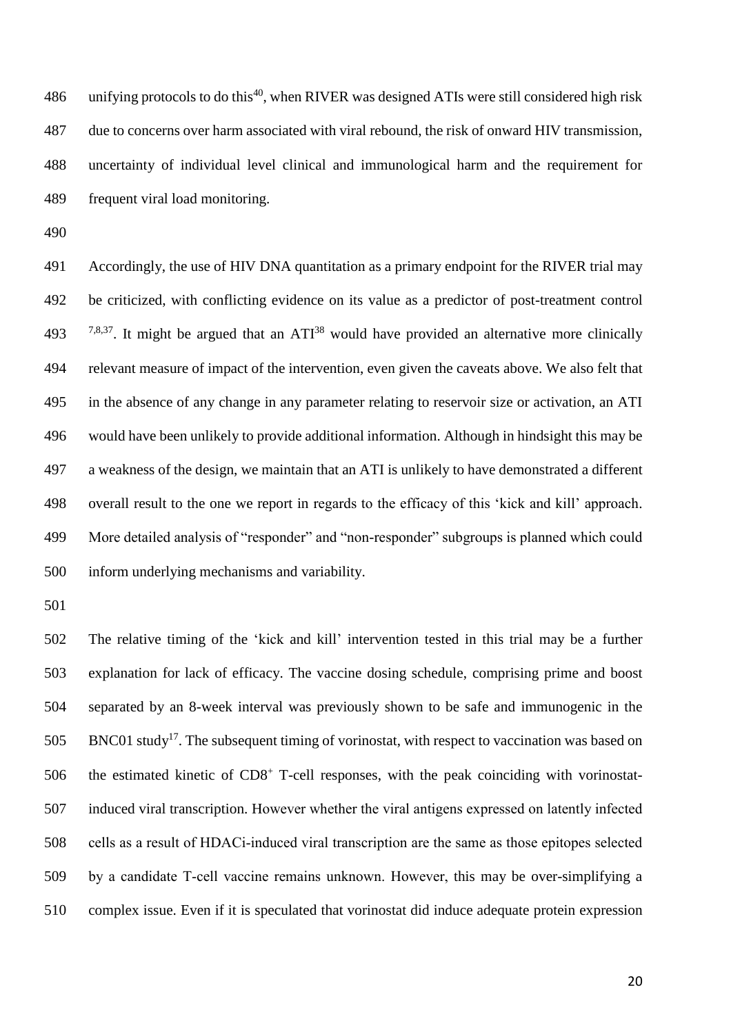unifying protocols to do this[40], when RIVER was designed ATIs were still considered high risk due to concerns over harm associated with viral rebound, the risk of onward HIV transmission, uncertainty of individual level clinical and immunological harm and the requirement for frequent viral load monitoring.

Accordingly, the use of HIV DNA quantitation as a primary endpoint for the RIVER trial may be criticized, with conflicting evidence on its value as a predictor of post-treatment control [7,8,37]. It might be argued that an ATI[38] would have provided an alternative more clinically relevant measure of impact of the intervention, even given the caveats above. We also felt that in the absence of any change in any parameter relating to reservoir size or activation, an ATI would have been unlikely to provide additional information. Although in hindsight this may be a weakness of the design, we maintain that an ATI is unlikely to have demonstrated a different overall result to the one we report in regards to the efficacy of this 'kick and kill' approach. More detailed analysis of "responder" and "non-responder" subgroups is planned which could inform underlying mechanisms and variability.

The relative timing of the 'kick and kill' intervention tested in this trial may be a further explanation for lack of efficacy. The vaccine dosing schedule, comprising prime and boost separated by an 8-week interval was previously shown to be safe and immunogenic in the BNC01 study[17]. The subsequent timing of vorinostat, with respect to vaccination was based on the estimated kinetic of $CD8^+$ T-cell responses, with the peak coinciding with vorinostat-induced viral transcription. However whether the viral antigens expressed on latently infected cells as a result of HDACi-induced viral transcription are the same as those epitopes selected by a candidate T-cell vaccine remains unknown. However, this may be over-simplifying a complex issue. Even if it is speculated that vorinostat did induce adequate protein expression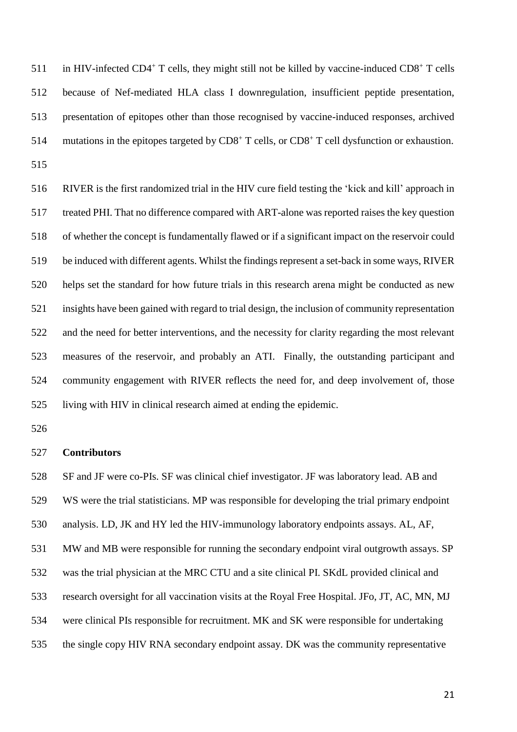in HIV-infected $CD4^+$ T cells, they might still not be killed by vaccine-induced $CD8^+$ T cells because of Nef-mediated HLA class I downregulation, insufficient peptide presentation, presentation of epitopes other than those recognised by vaccine-induced responses, archived mutations in the epitopes targeted by $CD8^+$ T cells, or $CD8^+$ T cell dysfunction or exhaustion.

RIVER is the first randomized trial in the HIV cure field testing the 'kick and kill' approach in treated PHI. That no difference compared with ART-alone was reported raises the key question of whether the concept is fundamentally flawed or if a significant impact on the reservoir could be induced with different agents. Whilst the findings represent a set-back in some ways, RIVER helps set the standard for how future trials in this research arena might be conducted as new insights have been gained with regard to trial design, the inclusion of community representation and the need for better interventions, and the necessity for clarity regarding the most relevant measures of the reservoir, and probably an ATI. Finally, the outstanding participant and community engagement with RIVER reflects the need for, and deep involvement of, those living with HIV in clinical research aimed at ending the epidemic.

**Contributors**

SF and JF were co-PIs. SF was clinical chief investigator. JF was laboratory lead. AB and WS were the trial statisticians. MP was responsible for developing the trial primary endpoint analysis. LD, JK and HY led the HIV-immunology laboratory endpoints assays. AL, AF, MW and MB were responsible for running the secondary endpoint viral outgrowth assays. SP was the trial physician at the MRC CTU and a site clinical PI. SKdL provided clinical and research oversight for all vaccination visits at the Royal Free Hospital. JFo, JT, AC, MN, MJ were clinical PIs responsible for recruitment. MK and SK were responsible for undertaking the single copy HIV RNA secondary endpoint assay. DK was the community representative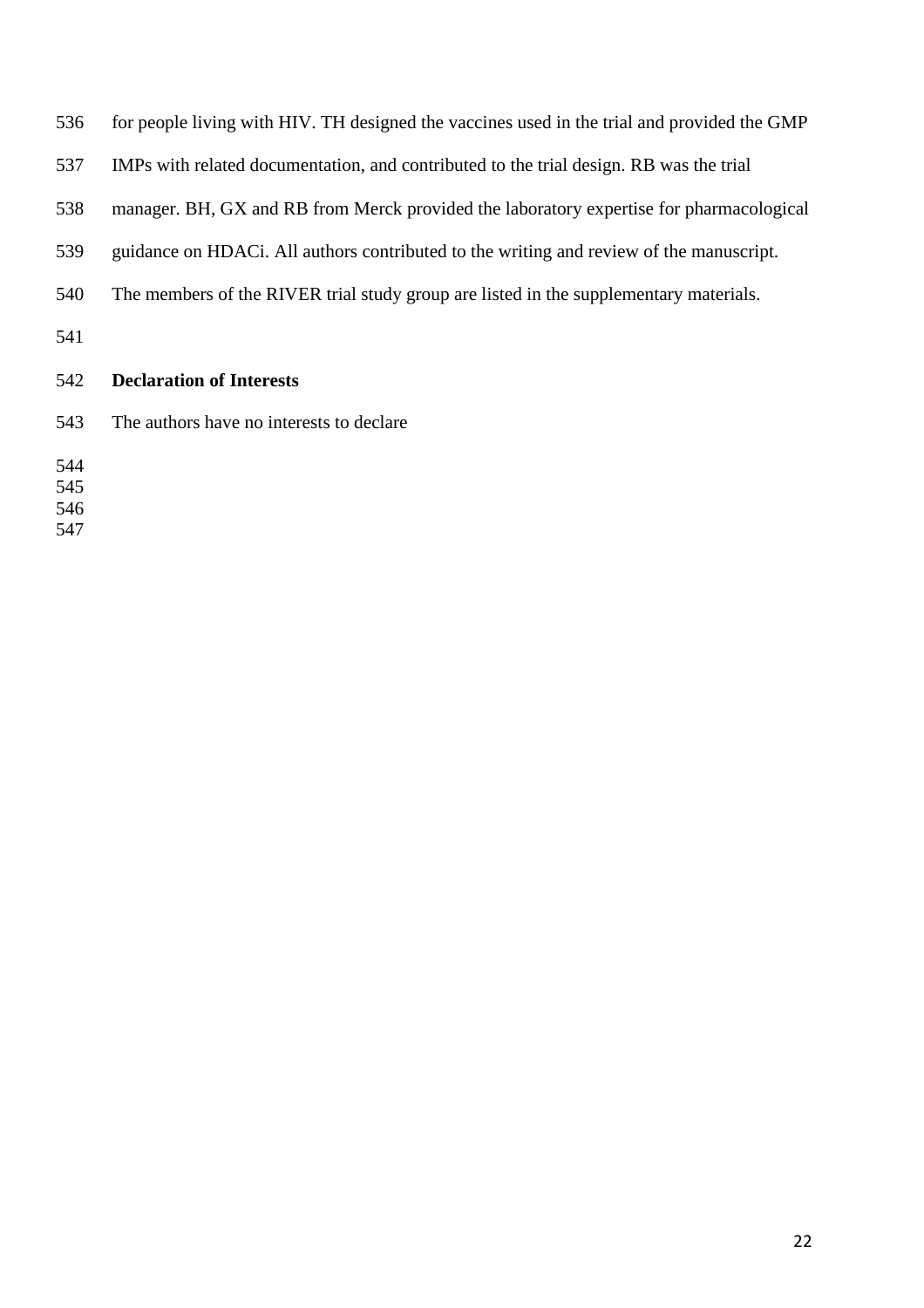for people living with HIV. TH designed the vaccines used in the trial and provided the GMP IMPs with related documentation, and contributed to the trial design. RB was the trial manager. BH, GX and RB from Merck provided the laboratory expertise for pharmacological guidance on HDACi. All authors contributed to the writing and review of the manuscript. The members of the RIVER trial study group are listed in the supplementary materials.

**Declaration of Interests**

The authors have no interests to declare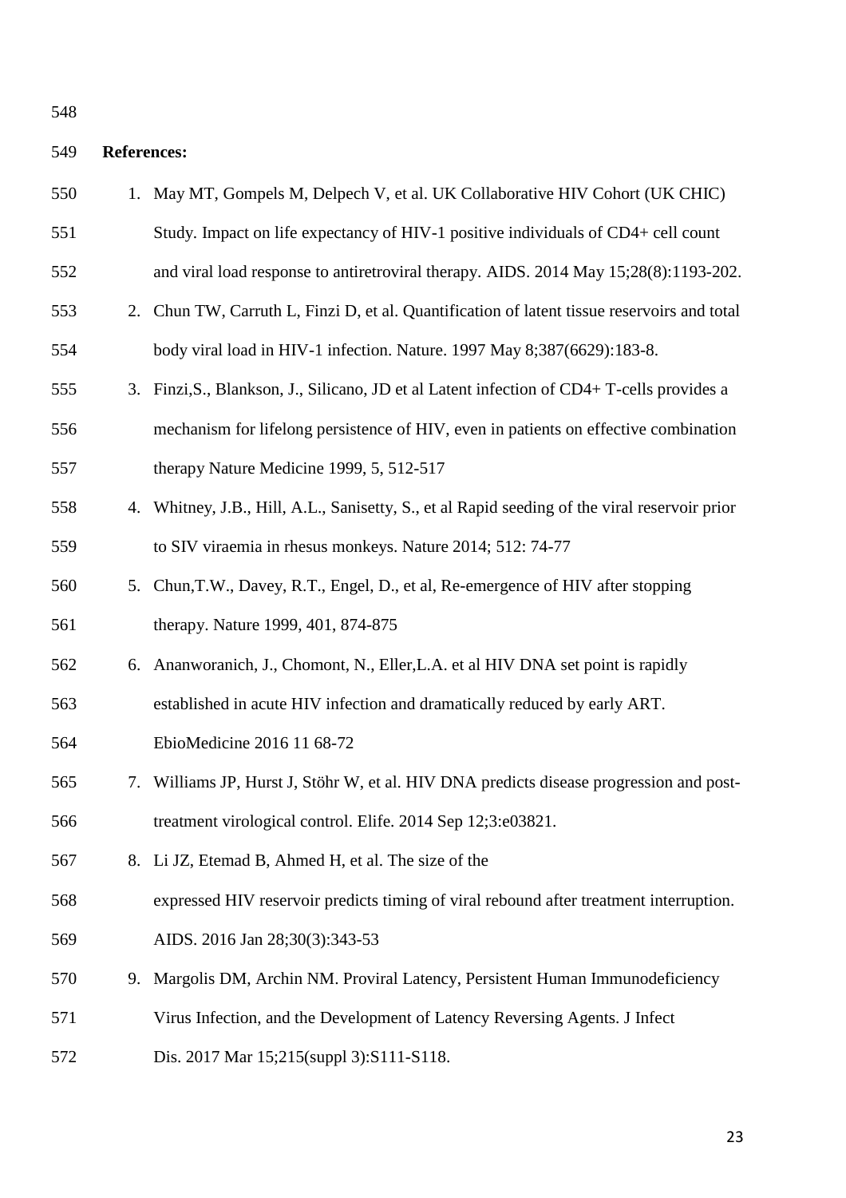**References:**

1. May MT, Gompels M, Delpech V, et al. UK Collaborative HIV Cohort (UK CHIC) Study. Impact on life expectancy of HIV-1 positive individuals of CD4+ cell count and viral load response to antiretroviral therapy. AIDS. 2014 May 15;28(8):1193-202.
2. Chun TW, Carruth L, Finzi D, et al. Quantification of latent tissue reservoirs and total body viral load in HIV-1 infection. Nature. 1997 May 8;387(6629):183-8.
3. Finzi,S., Blankson, J., Silicano, JD et al Latent infection of CD4+ T-cells provides a mechanism for lifelong persistence of HIV, even in patients on effective combination therapy Nature Medicine 1999, 5, 512-517
4. Whitney, J.B., Hill, A.L., Sanisetty, S., et al Rapid seeding of the viral reservoir prior to SIV viraemia in rhesus monkeys. Nature 2014; 512: 74-77
5. Chun,T.W., Davey, R.T., Engel, D., et al, Re-emergence of HIV after stopping therapy. Nature 1999, 401, 874-875
6. Ananworanich, J., Chomont, N., Eller,L.A. et al HIV DNA set point is rapidly established in acute HIV infection and dramatically reduced by early ART. EbioMedicine 2016 11 68-72
7. Williams JP, Hurst J, Stöhr W, et al. HIV DNA predicts disease progression and post-treatment virological control. Elife. 2014 Sep 12;3:e03821.
8. Li JZ, Etemad B, Ahmed H, et al. The size of the expressed HIV reservoir predicts timing of viral rebound after treatment interruption. AIDS. 2016 Jan 28;30(3):343-53
9. Margolis DM, Archin NM. Proviral Latency, Persistent Human Immunodeficiency Virus Infection, and the Development of Latency Reversing Agents. J Infect Dis. 2017 Mar 15;215(suppl 3):S111-S118.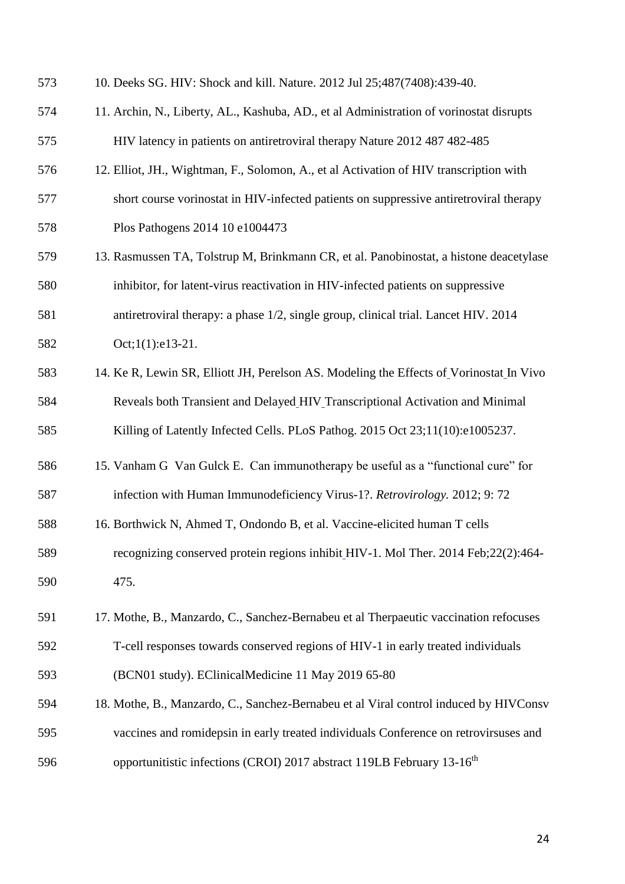10. Deeks SG. HIV: Shock and kill. Nature. 2012 Jul 25;487(7408):439-40.
11. Archin, N., Liberty, AL., Kashuba, AD., et al Administration of vorinostat disrupts HIV latency in patients on antiretroviral therapy Nature 2012 487 482-485
12. Elliot, JH., Wightman, F., Solomon, A., et al Activation of HIV transcription with short course vorinostat in HIV-infected patients on suppressive antiretroviral therapy Plos Pathogens 2014 10 e1004473
13. Rasmussen TA, Tolstrup M, Brinkmann CR, et al. Panobinostat, a histone deacetylase inhibitor, for latent-virus reactivation in HIV-infected patients on suppressive antiretroviral therapy: a phase 1/2, single group, clinical trial. Lancet HIV. 2014 Oct;1(1):e13-21.
14. Ke R, Lewin SR, Elliott JH, Perelson AS. Modeling the Effects of Vorinostat In Vivo Reveals both Transient and Delayed HIV Transcriptional Activation and Minimal Killing of Latently Infected Cells. PLoS Pathog. 2015 Oct 23;11(10):e1005237.
15. Vanham G Van Gulck E. Can immunotherapy be useful as a "functional cure" for infection with Human Immunodeficiency Virus-1?. *Retrovirology.* 2012; 9: 72
16. Borthwick N, Ahmed T, Ondondo B, et al. Vaccine-elicited human T cells recognizing conserved protein regions inhibit HIV-1. Mol Ther. 2014 Feb;22(2):464-475.
17. Mothe, B., Manzardo, C., Sanchez-Bernabeu et al Therpaeutic vaccination refocuses T-cell responses towards conserved regions of HIV-1 in early treated individuals (BCN01 study). EClinicalMedicine 11 May 2019 65-80
18. Mothe, B., Manzardo, C., Sanchez-Bernabeu et al Viral control induced by HIVConsv vaccines and romidepsin in early treated individuals Conference on retrovirsuses and opportunitistic infections (CROI) 2017 abstract 119LB February 13-16th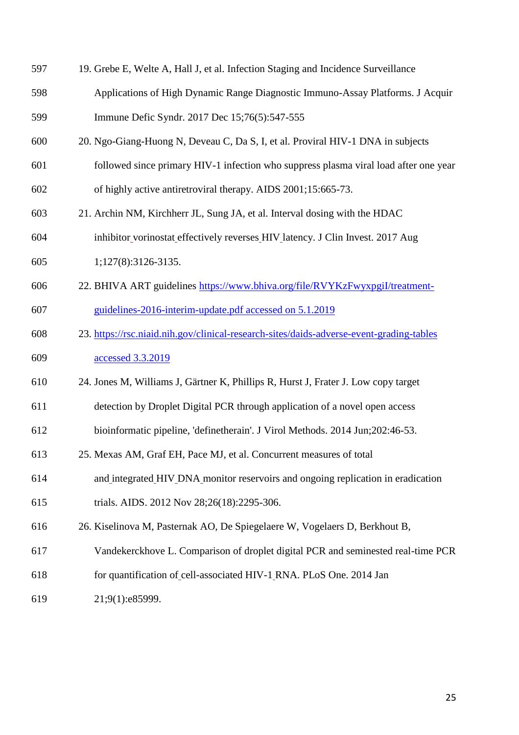19. Grebe E, Welte A, Hall J, et al. Infection Staging and Incidence Surveillance Applications of High Dynamic Range Diagnostic Immuno-Assay Platforms. J Acquir Immune Defic Syndr. 2017 Dec 15;76(5):547-555
20. Ngo-Giang-Huong N, Deveau C, Da S, I, et al. Proviral HIV-1 DNA in subjects followed since primary HIV-1 infection who suppress plasma viral load after one year of highly active antiretroviral therapy. AIDS 2001;15:665-73.
21. Archin NM, Kirchherr JL, Sung JA, et al. Interval dosing with the HDAC inhibitor vorinostat effectively reverses HIV latency. J Clin Invest. 2017 Aug 1;127(8):3126-3135.
22. BHIVA ART guidelines https://www.bhiva.org/file/RVYKzFwyxpgiI/treatment-guidelines-2016-interim-update.pdf accessed on 5.1.2019
23. https://rsc.niaid.nih.gov/clinical-research-sites/daids-adverse-event-grading-tables accessed 3.3.2019
24. Jones M, Williams J, Gärtner K, Phillips R, Hurst J, Frater J. Low copy target detection by Droplet Digital PCR through application of a novel open access bioinformatic pipeline, 'definetherain'. J Virol Methods. 2014 Jun;202:46-53.
25. Mexas AM, Graf EH, Pace MJ, et al. Concurrent measures of total and integrated HIV DNA monitor reservoirs and ongoing replication in eradication trials. AIDS. 2012 Nov 28;26(18):2295-306.
26. Kiselinova M, Pasternak AO, De Spiegelaere W, Vogelaers D, Berkhout B, Vandekerckhove L. Comparison of droplet digital PCR and seminested real-time PCR for quantification of cell-associated HIV-1 RNA. PLoS One. 2014 Jan 21;9(1):e85999.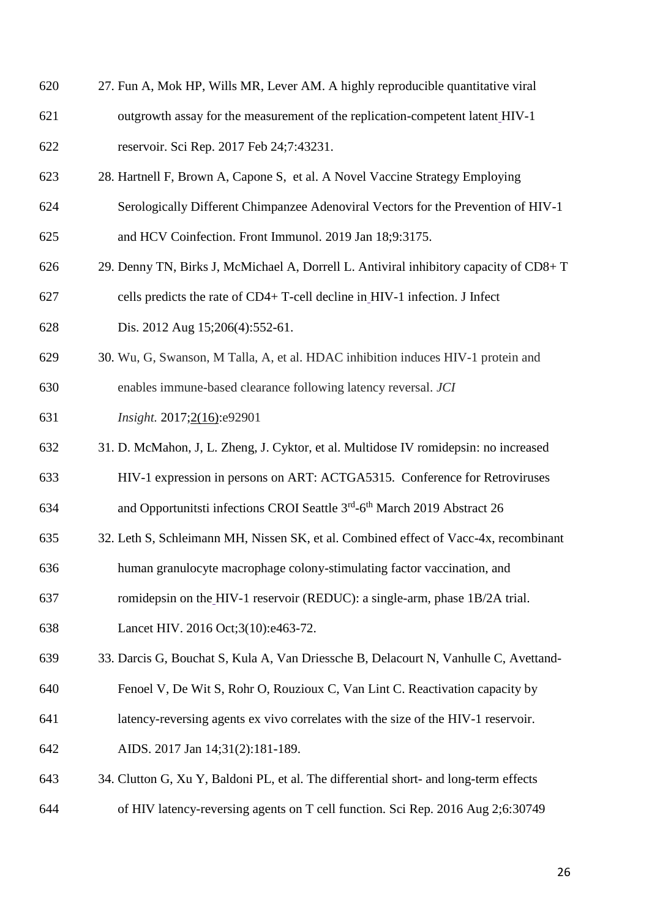27. Fun A, Mok HP, Wills MR, Lever AM. A highly reproducible quantitative viral outgrowth assay for the measurement of the replication-competent latent HIV-1 reservoir. Sci Rep. 2017 Feb 24;7:43231.
28. Hartnell F, Brown A, Capone S, et al. A Novel Vaccine Strategy Employing Serologically Different Chimpanzee Adenoviral Vectors for the Prevention of HIV-1 and HCV Coinfection. Front Immunol. 2019 Jan 18;9:3175.
29. Denny TN, Birks J, McMichael A, Dorrell L. Antiviral inhibitory capacity of CD8+ T cells predicts the rate of CD4+ T-cell decline in HIV-1 infection. J Infect Dis. 2012 Aug 15;206(4):552-61.
30. Wu, G, Swanson, M Talla, A, et al. HDAC inhibition induces HIV-1 protein and enables immune-based clearance following latency reversal. *JCI Insight.* 2017;2(16):e92901
31. D. McMahon, J, L. Zheng, J. Cyktor, et al. Multidose IV romidepsin: no increased HIV-1 expression in persons on ART: ACTGA5315. Conference for Retroviruses and Opportunitsti infections CROI Seattle 3rd-6th March 2019 Abstract 26
32. Leth S, Schleimann MH, Nissen SK, et al. Combined effect of Vacc-4x, recombinant human granulocyte macrophage colony-stimulating factor vaccination, and romidepsin on the HIV-1 reservoir (REDUC): a single-arm, phase 1B/2A trial. Lancet HIV. 2016 Oct;3(10):e463-72.
33. Darcis G, Bouchat S, Kula A, Van Driessche B, Delacourt N, Vanhulle C, Avettand-Fenoel V, De Wit S, Rohr O, Rouzioux C, Van Lint C. Reactivation capacity by latency-reversing agents ex vivo correlates with the size of the HIV-1 reservoir. AIDS. 2017 Jan 14;31(2):181-189.
34. Clutton G, Xu Y, Baldoni PL, et al. The differential short- and long-term effects of HIV latency-reversing agents on T cell function. Sci Rep. 2016 Aug 2;6:30749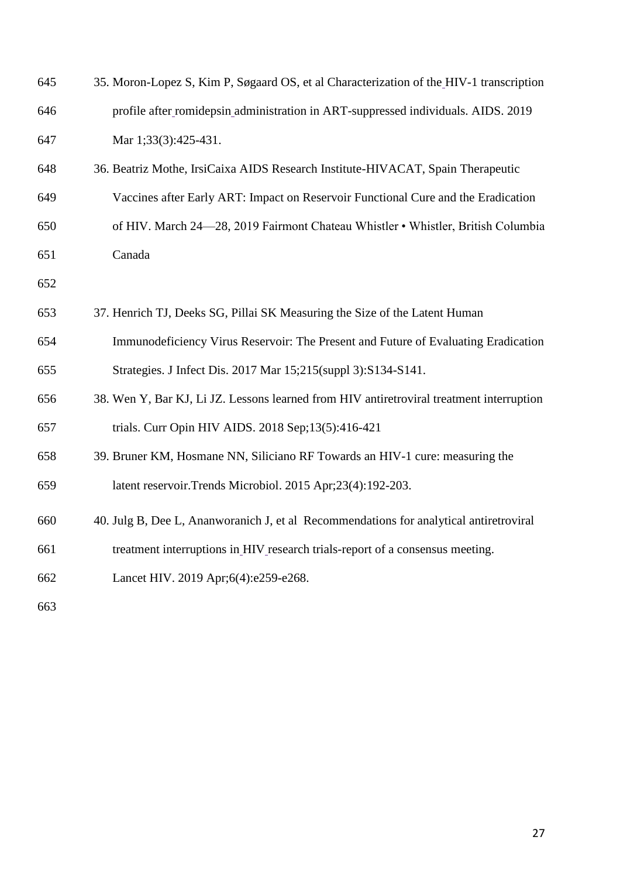35. Moron-Lopez S, Kim P, Søgaard OS, et al Characterization of the HIV-1 transcription profile after romidepsin administration in ART-suppressed individuals. AIDS. 2019 Mar 1;33(3):425-431.

36. Beatriz Mothe, IrsiCaixa AIDS Research Institute-HIVACAT, Spain Therapeutic Vaccines after Early ART: Impact on Reservoir Functional Cure and the Eradication of HIV. March 24—28, 2019 Fairmont Chateau Whistler • Whistler, British Columbia Canada

37. Henrich TJ, Deeks SG, Pillai SK Measuring the Size of the Latent Human Immunodeficiency Virus Reservoir: The Present and Future of Evaluating Eradication Strategies. J Infect Dis. 2017 Mar 15;215(suppl 3):S134-S141.

38. Wen Y, Bar KJ, Li JZ. Lessons learned from HIV antiretroviral treatment interruption trials. Curr Opin HIV AIDS. 2018 Sep;13(5):416-421

39. Bruner KM, Hosmane NN, Siliciano RF Towards an HIV-1 cure: measuring the latent reservoir.Trends Microbiol. 2015 Apr;23(4):192-203.

40. Julg B, Dee L, Ananworanich J, et al Recommendations for analytical antiretroviral treatment interruptions in HIV research trials-report of a consensus meeting. Lancet HIV. 2019 Apr;6(4):e259-e268.